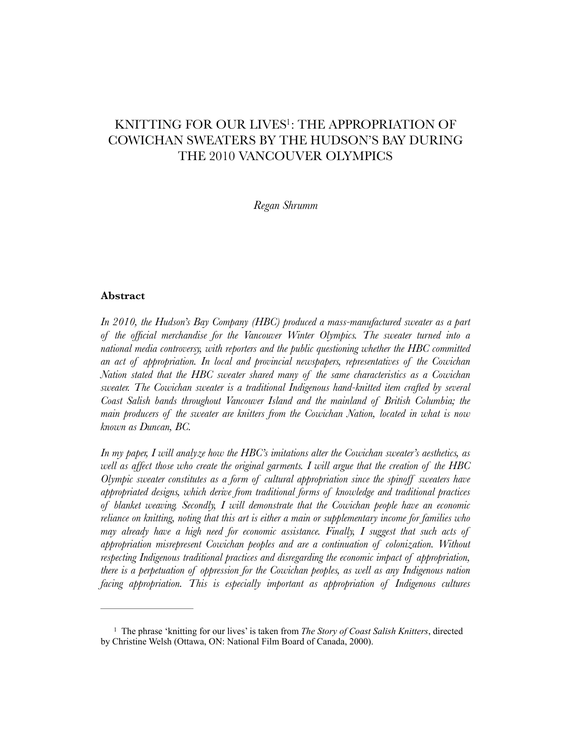# KNITTING FOR OUR LIVES[1]: THE APPROPRIATION OF COWICHAN SWEATERS BY THE HUDSON'S BAY DURING THE 2010 VANCOUVER OLYMPICS

*Regan Shrumm*

### Abstract

*In 2010, the Hudson's Bay Company (HBC) produced a mass-manufactured sweater as a part of the official merchandise for the Vancouver Winter Olympics. The sweater turned into a national media controversy, with reporters and the public questioning whether the HBC committed an act of appropriation. In local and provincial newspapers, representatives of the Cowichan Nation stated that the HBC sweater shared many of the same characteristics as a Cowichan sweater. The Cowichan sweater is a traditional Indigenous hand-knitted item crafted by several Coast Salish bands throughout Vancouver Island and the mainland of British Columbia; the main producers of the sweater are knitters from the Cowichan Nation, located in what is now known as Duncan, BC.*

*In my paper, I will analyze how the HBC's imitations alter the Cowichan sweater's aesthetics, as well as affect those who create the original garments. I will argue that the creation of the HBC Olympic sweater constitutes as a form of cultural appropriation since the spinoff sweaters have appropriated designs, which derive from traditional forms of knowledge and traditional practices of blanket weaving. Secondly, I will demonstrate that the Cowichan people have an economic reliance on knitting, noting that this art is either a main or supplementary income for families who may already have a high need for economic assistance. Finally, I suggest that such acts of appropriation misrepresent Cowichan peoples and are a continuation of colonization. Without respecting Indigenous traditional practices and disregarding the economic impact of appropriation, there is a perpetuation of oppression for the Cowichan peoples, as well as any Indigenous nation facing appropriation. This is especially important as appropriation of Indigenous cultures*

---

[1] The phrase 'knitting for our lives' is taken from *The Story of Coast Salish Knitters*, directed by Christine Welsh (Ottawa, ON: National Film Board of Canada, 2000).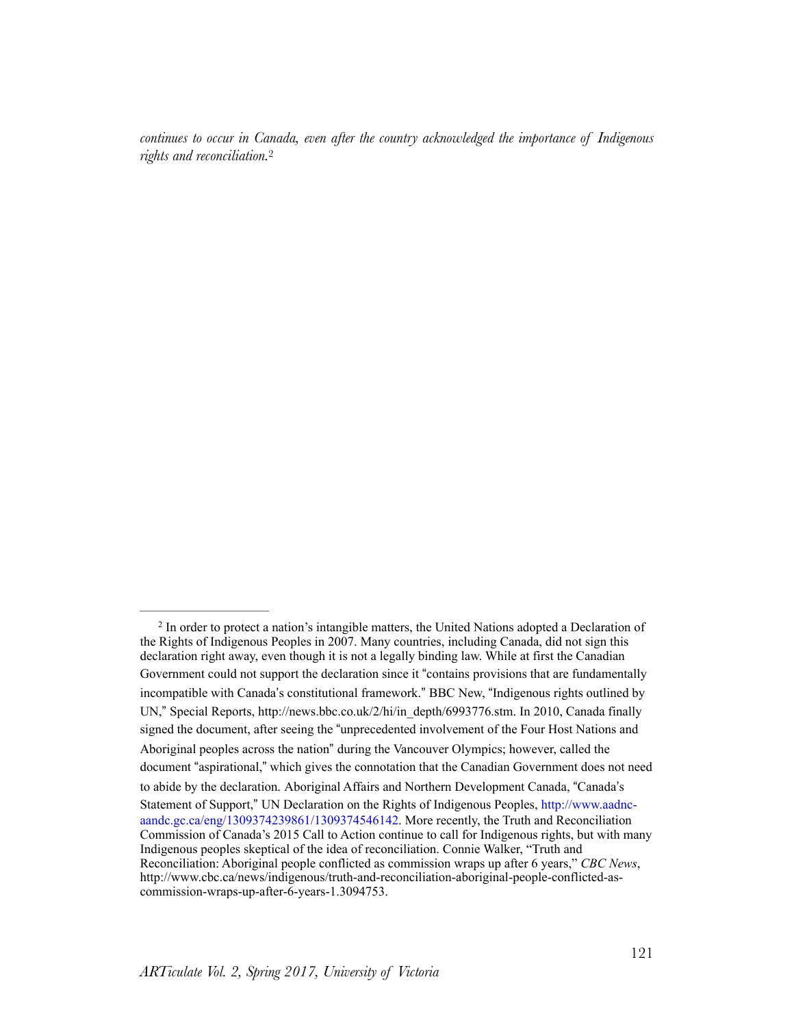*continues to occur in Canada, even after the country acknowledged the importance of Indigenous rights and reconciliation.*[2]

[2] In order to protect a nation's intangible matters, the United Nations adopted a Declaration of the Rights of Indigenous Peoples in 2007. Many countries, including Canada, did not sign this declaration right away, even though it is not a legally binding law. While at first the Canadian Government could not support the declaration since it "contains provisions that are fundamentally incompatible with Canada's constitutional framework." BBC New, "Indigenous rights outlined by UN," Special Reports, http://news.bbc.co.uk/2/hi/in_depth/6993776.stm. In 2010, Canada finally signed the document, after seeing the "unprecedented involvement of the Four Host Nations and Aboriginal peoples across the nation" during the Vancouver Olympics; however, called the document "aspirational," which gives the connotation that the Canadian Government does not need to abide by the declaration. Aboriginal Affairs and Northern Development Canada, "Canada's Statement of Support," UN Declaration on the Rights of Indigenous Peoples, http://www.aadnc-aandc.gc.ca/eng/1309374239861/1309374546142. More recently, the Truth and Reconciliation Commission of Canada's 2015 Call to Action continue to call for Indigenous rights, but with many Indigenous peoples skeptical of the idea of reconciliation. Connie Walker, "Truth and Reconciliation: Aboriginal people conflicted as commission wraps up after 6 years," *CBC News*, http://www.cbc.ca/news/indigenous/truth-and-reconciliation-aboriginal-people-conflicted-as-commission-wraps-up-after-6-years-1.3094753.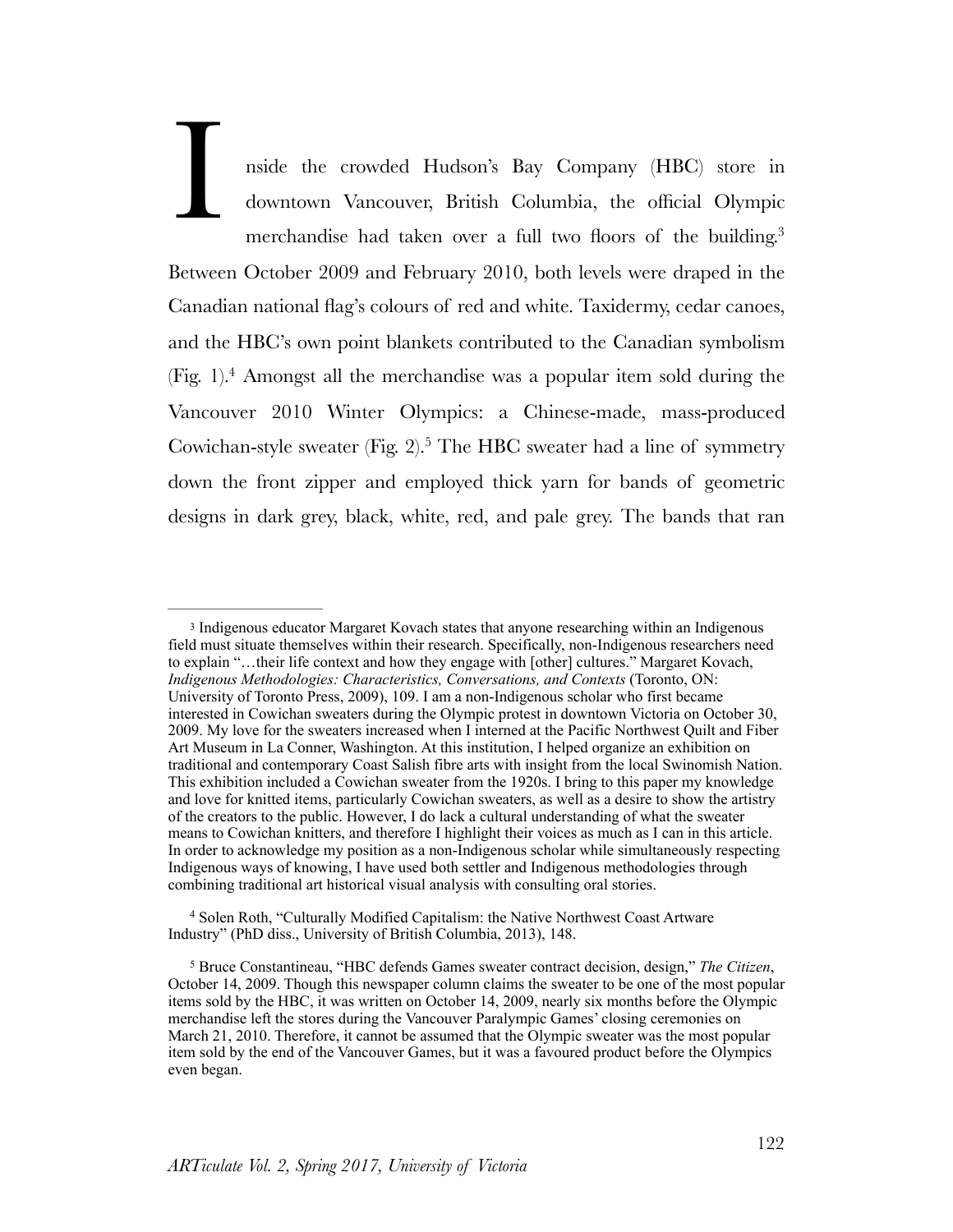Inside the crowded Hudson's Bay Company (HBC) store in downtown Vancouver, British Columbia, the official Olympic merchandise had taken over a full two floors of the building.[3] Between October 2009 and February 2010, both levels were draped in the Canadian national flag's colours of red and white. Taxidermy, cedar canoes, and the HBC's own point blankets contributed to the Canadian symbolism (Fig. 1).[4] Amongst all the merchandise was a popular item sold during the Vancouver 2010 Winter Olympics: a Chinese-made, mass-produced Cowichan-style sweater (Fig. 2).[5] The HBC sweater had a line of symmetry down the front zipper and employed thick yarn for bands of geometric designs in dark grey, black, white, red, and pale grey. The bands that ran

---

[3] Indigenous educator Margaret Kovach states that anyone researching within an Indigenous field must situate themselves within their research. Specifically, non-Indigenous researchers need to explain "…their life context and how they engage with [other] cultures." Margaret Kovach, *Indigenous Methodologies: Characteristics, Conversations, and Contexts* (Toronto, ON: University of Toronto Press, 2009), 109. I am a non-Indigenous scholar who first became interested in Cowichan sweaters during the Olympic protest in downtown Victoria on October 30, 2009. My love for the sweaters increased when I interned at the Pacific Northwest Quilt and Fiber Art Museum in La Conner, Washington. At this institution, I helped organize an exhibition on traditional and contemporary Coast Salish fibre arts with insight from the local Swinomish Nation. This exhibition included a Cowichan sweater from the 1920s. I bring to this paper my knowledge and love for knitted items, particularly Cowichan sweaters, as well as a desire to show the artistry of the creators to the public. However, I do lack a cultural understanding of what the sweater means to Cowichan knitters, and therefore I highlight their voices as much as I can in this article. In order to acknowledge my position as a non-Indigenous scholar while simultaneously respecting Indigenous ways of knowing, I have used both settler and Indigenous methodologies through combining traditional art historical visual analysis with consulting oral stories.

[4] Solen Roth, "Culturally Modified Capitalism: the Native Northwest Coast Artware Industry" (PhD diss., University of British Columbia, 2013), 148.

[5] Bruce Constantineau, "HBC defends Games sweater contract decision, design," *The Citizen*, October 14, 2009. Though this newspaper column claims the sweater to be one of the most popular items sold by the HBC, it was written on October 14, 2009, nearly six months before the Olympic merchandise left the stores during the Vancouver Paralympic Games' closing ceremonies on March 21, 2010. Therefore, it cannot be assumed that the Olympic sweater was the most popular item sold by the end of the Vancouver Games, but it was a favoured product before the Olympics even began.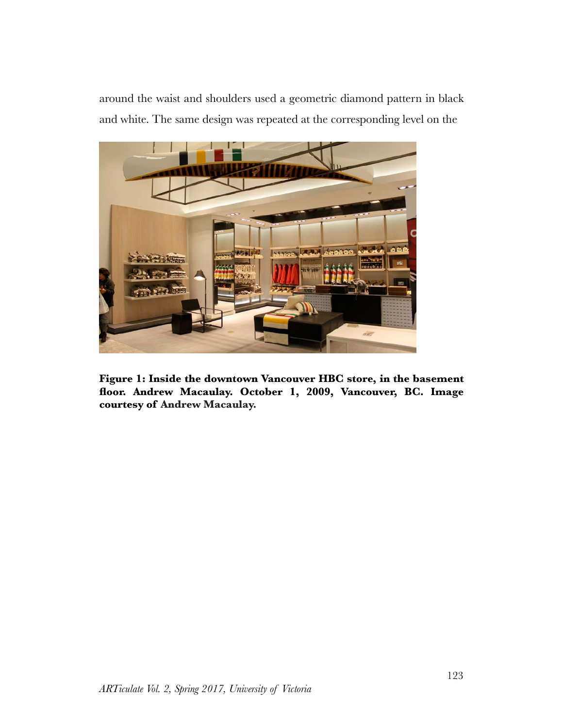around the waist and shoulders used a geometric diamond pattern in black and white. The same design was repeated at the corresponding level on the

**Figure 1: Inside the downtown Vancouver HBC store, in the basement floor. Andrew Macaulay. October 1, 2009, Vancouver, BC. Image courtesy of Andrew Macaulay.**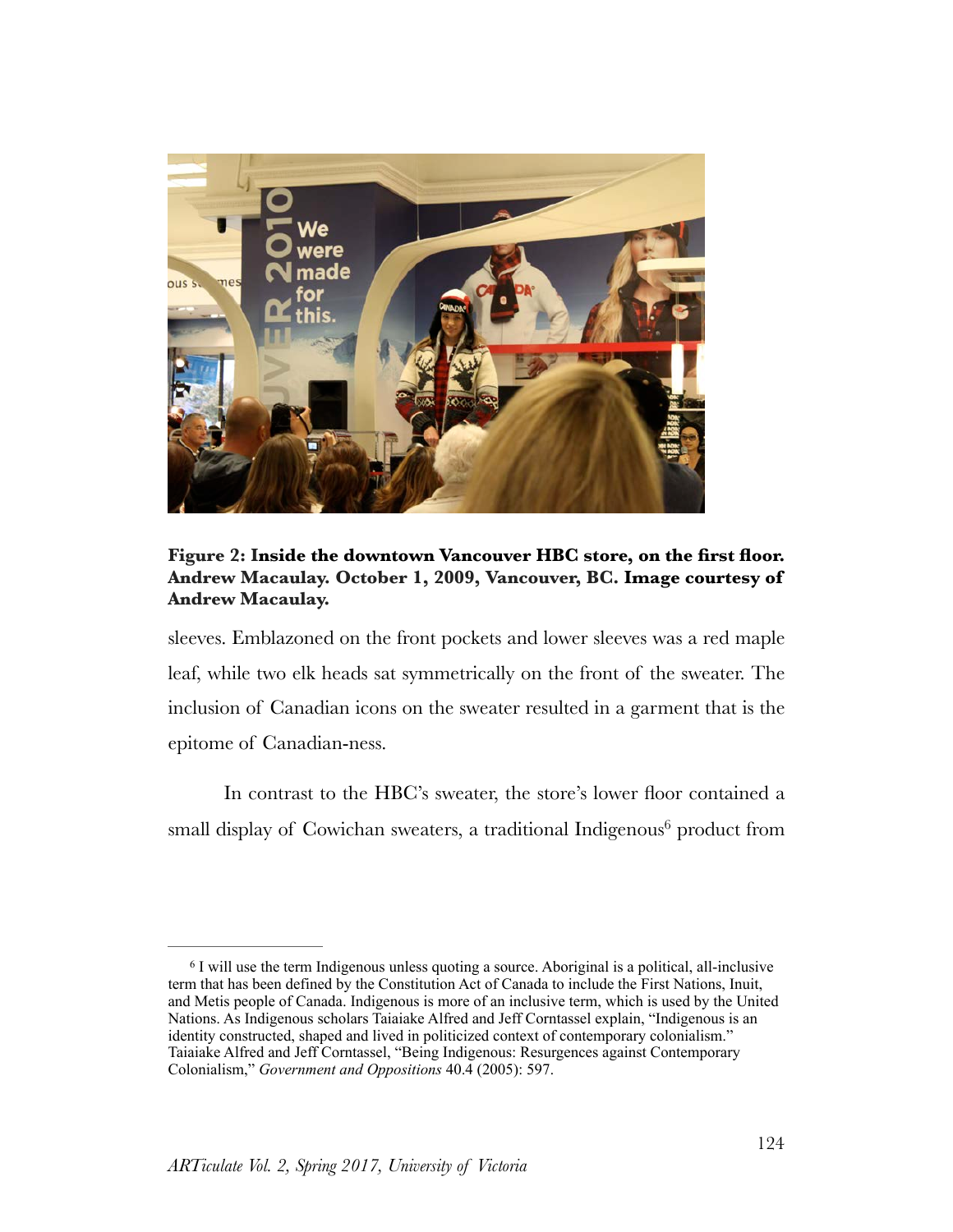**Figure 2: Inside the downtown Vancouver HBC store, on the first floor. Andrew Macaulay. October 1, 2009, Vancouver, BC. Image courtesy of Andrew Macaulay.**

sleeves. Emblazoned on the front pockets and lower sleeves was a red maple leaf, while two elk heads sat symmetrically on the front of the sweater. The inclusion of Canadian icons on the sweater resulted in a garment that is the epitome of Canadian-ness.

In contrast to the HBC's sweater, the store's lower floor contained a small display of Cowichan sweaters, a traditional Indigenous[6] product from

[6] I will use the term Indigenous unless quoting a source. Aboriginal is a political, all-inclusive term that has been defined by the Constitution Act of Canada to include the First Nations, Inuit, and Metis people of Canada. Indigenous is more of an inclusive term, which is used by the United Nations. As Indigenous scholars Taiaiake Alfred and Jeff Corntassel explain, "Indigenous is an identity constructed, shaped and lived in politicized context of contemporary colonialism." Taiaiake Alfred and Jeff Corntassel, "Being Indigenous: Resurgences against Contemporary Colonialism," *Government and Oppositions* 40.4 (2005): 597.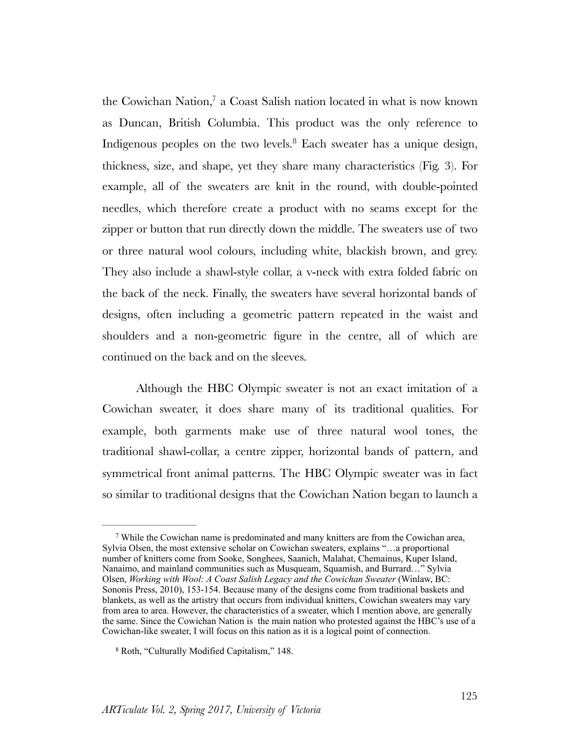the Cowichan Nation,[7] a Coast Salish nation located in what is now known as Duncan, British Columbia. This product was the only reference to Indigenous peoples on the two levels.[8] Each sweater has a unique design, thickness, size, and shape, yet they share many characteristics (Fig. 3). For example, all of the sweaters are knit in the round, with double-pointed needles, which therefore create a product with no seams except for the zipper or button that run directly down the middle. The sweaters use of two or three natural wool colours, including white, blackish brown, and grey. They also include a shawl-style collar, a v-neck with extra folded fabric on the back of the neck. Finally, the sweaters have several horizontal bands of designs, often including a geometric pattern repeated in the waist and shoulders and a non-geometric figure in the centre, all of which are continued on the back and on the sleeves.

Although the HBC Olympic sweater is not an exact imitation of a Cowichan sweater, it does share many of its traditional qualities. For example, both garments make use of three natural wool tones, the traditional shawl-collar, a centre zipper, horizontal bands of pattern, and symmetrical front animal patterns. The HBC Olympic sweater was in fact so similar to traditional designs that the Cowichan Nation began to launch a

---

[7] While the Cowichan name is predominated and many knitters are from the Cowichan area, Sylvia Olsen, the most extensive scholar on Cowichan sweaters, explains "…a proportional number of knitters come from Sooke, Songhees, Saanich, Malahat, Chemainus, Kuper Island, Nanaimo, and mainland communities such as Musqueam, Squamish, and Burrard…" Sylvia Olsen, *Working with Wool: A Coast Salish Legacy and the Cowichan Sweater* (Winlaw, BC: Sononis Press, 2010), 153-154. Because many of the designs come from traditional baskets and blankets, as well as the artistry that occurs from individual knitters, Cowichan sweaters may vary from area to area. However, the characteristics of a sweater, which I mention above, are generally the same. Since the Cowichan Nation is the main nation who protested against the HBC's use of a Cowichan-like sweater, I will focus on this nation as it is a logical point of connection.

[8] Roth, "Culturally Modified Capitalism," 148.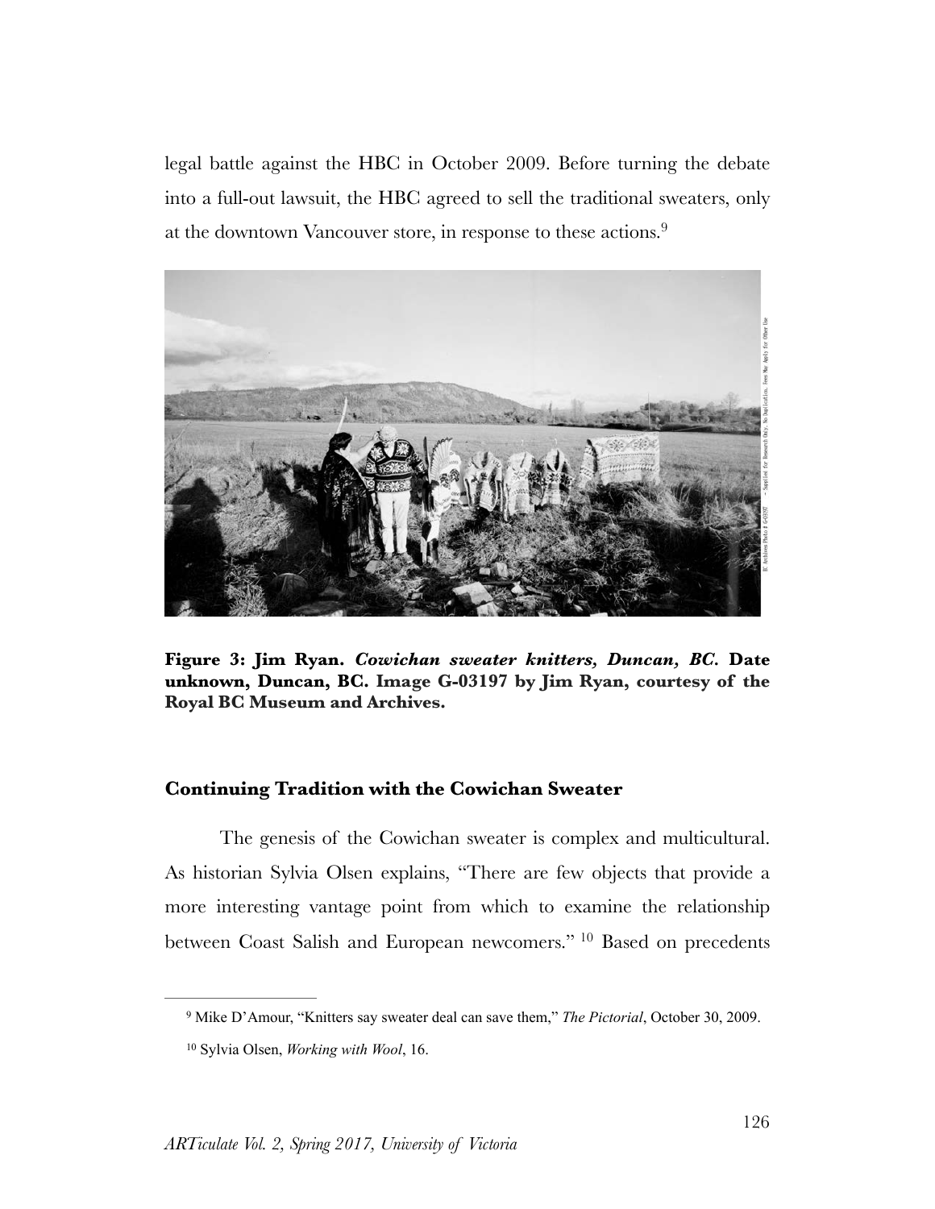legal battle against the HBC in October 2009. Before turning the debate into a full-out lawsuit, the HBC agreed to sell the traditional sweaters, only at the downtown Vancouver store, in response to these actions.[9]

**Figure 3: Jim Ryan. *Cowichan sweater knitters, Duncan, BC*. Date unknown, Duncan, BC. Image G-03197 by Jim Ryan, courtesy of the Royal BC Museum and Archives.**

### Continuing Tradition with the Cowichan Sweater

The genesis of the Cowichan sweater is complex and multicultural. As historian Sylvia Olsen explains, "There are few objects that provide a more interesting vantage point from which to examine the relationship between Coast Salish and European newcomers." [10] Based on precedents

---

[9] Mike D'Amour, "Knitters say sweater deal can save them," *The Pictorial*, October 30, 2009.

[10] Sylvia Olsen, *Working with Wool*, 16.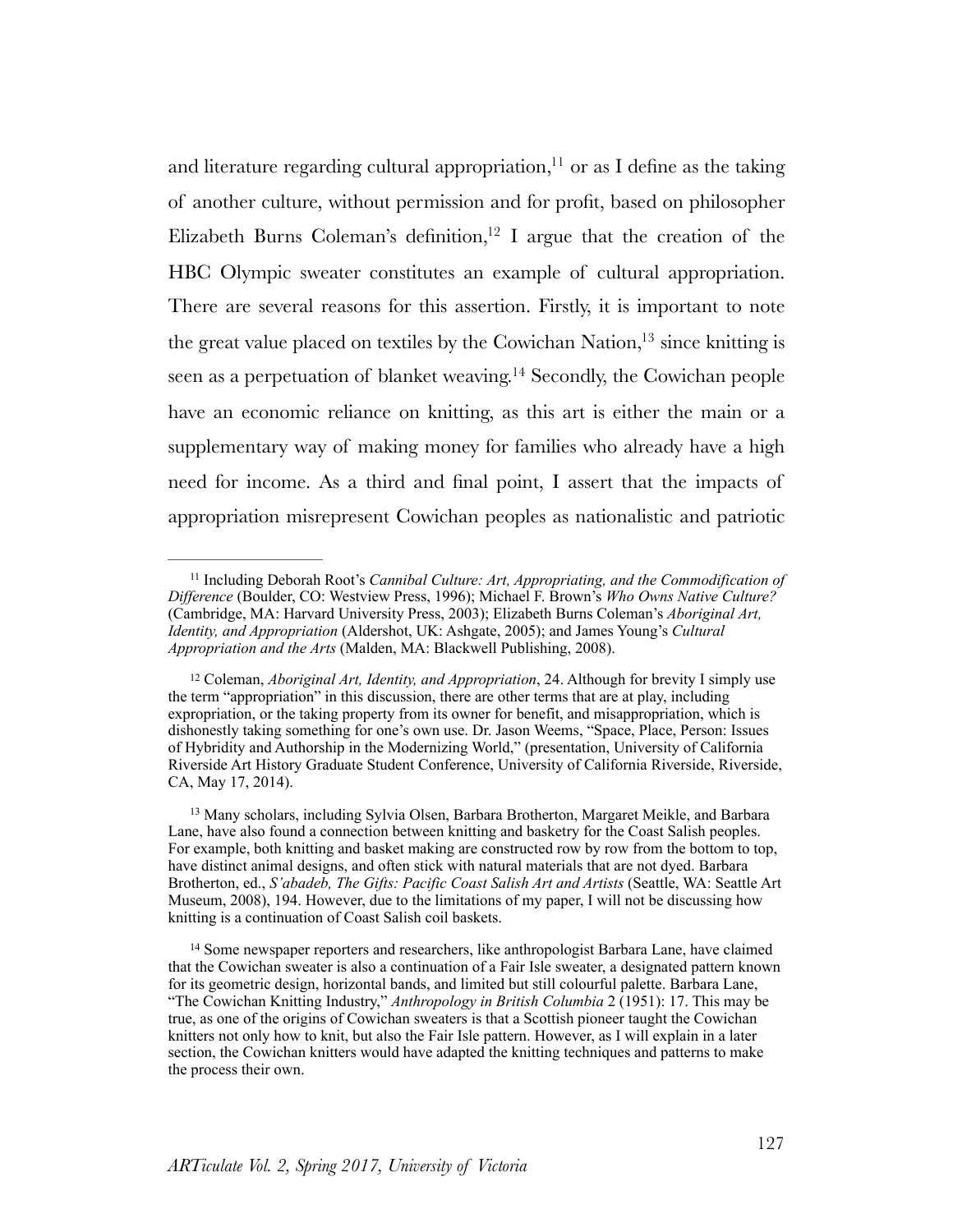and literature regarding cultural appropriation,[11] or as I define as the taking of another culture, without permission and for profit, based on philosopher Elizabeth Burns Coleman's definition,[12] I argue that the creation of the HBC Olympic sweater constitutes an example of cultural appropriation. There are several reasons for this assertion. Firstly, it is important to note the great value placed on textiles by the Cowichan Nation,[13] since knitting is seen as a perpetuation of blanket weaving.[14] Secondly, the Cowichan people have an economic reliance on knitting, as this art is either the main or a supplementary way of making money for families who already have a high need for income. As a third and final point, I assert that the impacts of appropriation misrepresent Cowichan peoples as nationalistic and patriotic

---

[11] Including Deborah Root's *Cannibal Culture: Art, Appropriating, and the Commodification of Difference* (Boulder, CO: Westview Press, 1996); Michael F. Brown's *Who Owns Native Culture?* (Cambridge, MA: Harvard University Press, 2003); Elizabeth Burns Coleman's *Aboriginal Art, Identity, and Appropriation* (Aldershot, UK: Ashgate, 2005); and James Young's *Cultural Appropriation and the Arts* (Malden, MA: Blackwell Publishing, 2008).

[12] Coleman, *Aboriginal Art, Identity, and Appropriation*, 24. Although for brevity I simply use the term "appropriation" in this discussion, there are other terms that are at play, including expropriation, or the taking property from its owner for benefit, and misappropriation, which is dishonestly taking something for one's own use. Dr. Jason Weems, "Space, Place, Person: Issues of Hybridity and Authorship in the Modernizing World," (presentation, University of California Riverside Art History Graduate Student Conference, University of California Riverside, Riverside, CA, May 17, 2014).

[13] Many scholars, including Sylvia Olsen, Barbara Brotherton, Margaret Meikle, and Barbara Lane, have also found a connection between knitting and basketry for the Coast Salish peoples. For example, both knitting and basket making are constructed row by row from the bottom to top, have distinct animal designs, and often stick with natural materials that are not dyed. Barbara Brotherton, ed., *S'abadeb, The Gifts: Pacific Coast Salish Art and Artists* (Seattle, WA: Seattle Art Museum, 2008), 194. However, due to the limitations of my paper, I will not be discussing how knitting is a continuation of Coast Salish coil baskets.

[14] Some newspaper reporters and researchers, like anthropologist Barbara Lane, have claimed that the Cowichan sweater is also a continuation of a Fair Isle sweater, a designated pattern known for its geometric design, horizontal bands, and limited but still colourful palette. Barbara Lane, "The Cowichan Knitting Industry," *Anthropology in British Columbia* 2 (1951): 17. This may be true, as one of the origins of Cowichan sweaters is that a Scottish pioneer taught the Cowichan knitters not only how to knit, but also the Fair Isle pattern. However, as I will explain in a later section, the Cowichan knitters would have adapted the knitting techniques and patterns to make the process their own.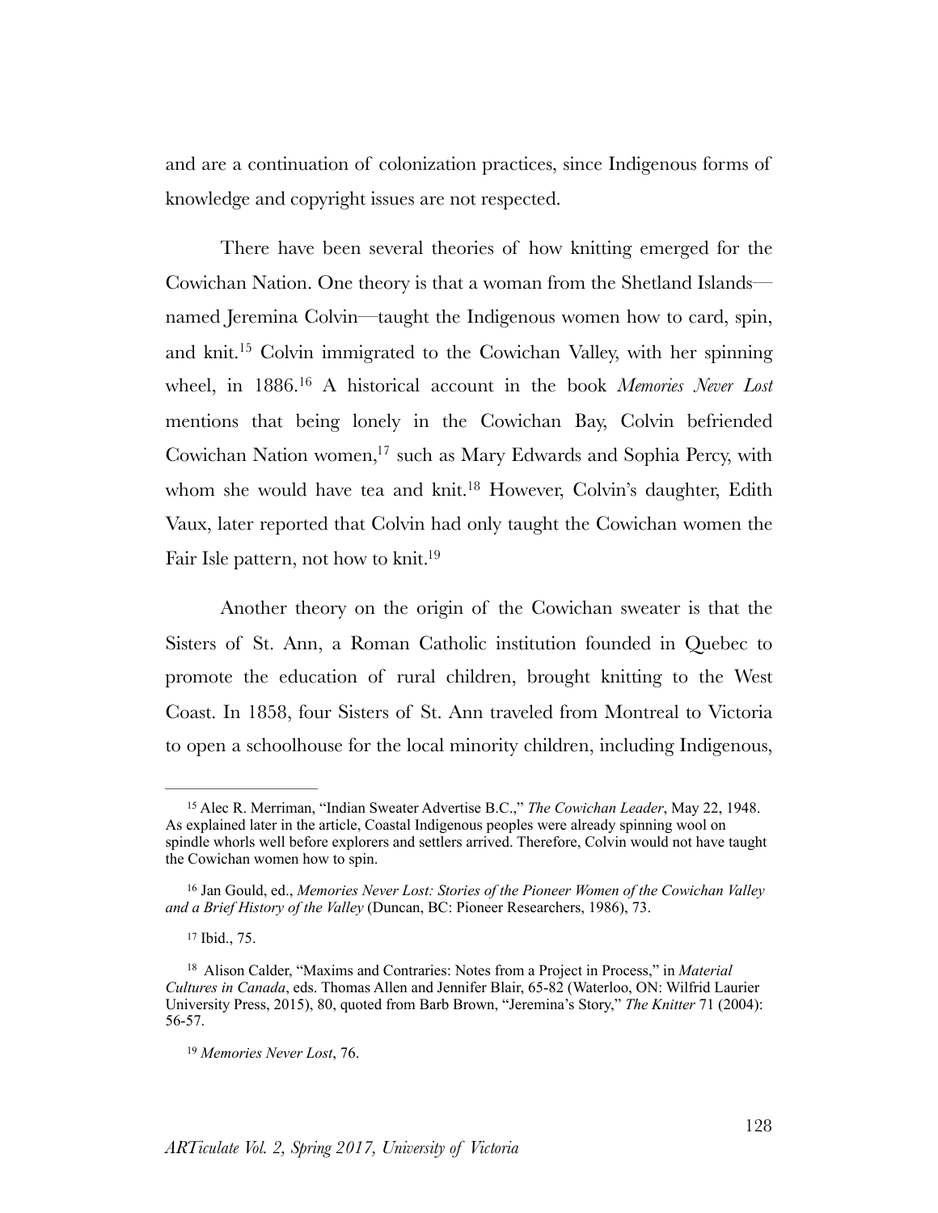and are a continuation of colonization practices, since Indigenous forms of knowledge and copyright issues are not respected.

There have been several theories of how knitting emerged for the Cowichan Nation. One theory is that a woman from the Shetland Islands—named Jeremina Colvin—taught the Indigenous women how to card, spin, and knit.[15] Colvin immigrated to the Cowichan Valley, with her spinning wheel, in 1886.[16] A historical account in the book *Memories Never Lost* mentions that being lonely in the Cowichan Bay, Colvin befriended Cowichan Nation women,[17] such as Mary Edwards and Sophia Percy, with whom she would have tea and knit.[18] However, Colvin's daughter, Edith Vaux, later reported that Colvin had only taught the Cowichan women the Fair Isle pattern, not how to knit.[19]

Another theory on the origin of the Cowichan sweater is that the Sisters of St. Ann, a Roman Catholic institution founded in Quebec to promote the education of rural children, brought knitting to the West Coast. In 1858, four Sisters of St. Ann traveled from Montreal to Victoria to open a schoolhouse for the local minority children, including Indigenous,

---

[15] Alec R. Merriman, "Indian Sweater Advertise B.C.," *The Cowichan Leader*, May 22, 1948. As explained later in the article, Coastal Indigenous peoples were already spinning wool on spindle whorls well before explorers and settlers arrived. Therefore, Colvin would not have taught the Cowichan women how to spin.

[16] Jan Gould, ed., *Memories Never Lost: Stories of the Pioneer Women of the Cowichan Valley and a Brief History of the Valley* (Duncan, BC: Pioneer Researchers, 1986), 73.

[17] Ibid., 75.

[18] Alison Calder, "Maxims and Contraries: Notes from a Project in Process," in *Material Cultures in Canada*, eds. Thomas Allen and Jennifer Blair, 65-82 (Waterloo, ON: Wilfrid Laurier University Press, 2015), 80, quoted from Barb Brown, "Jeremina's Story," *The Knitter* 71 (2004): 56-57.

[19] *Memories Never Lost*, 76.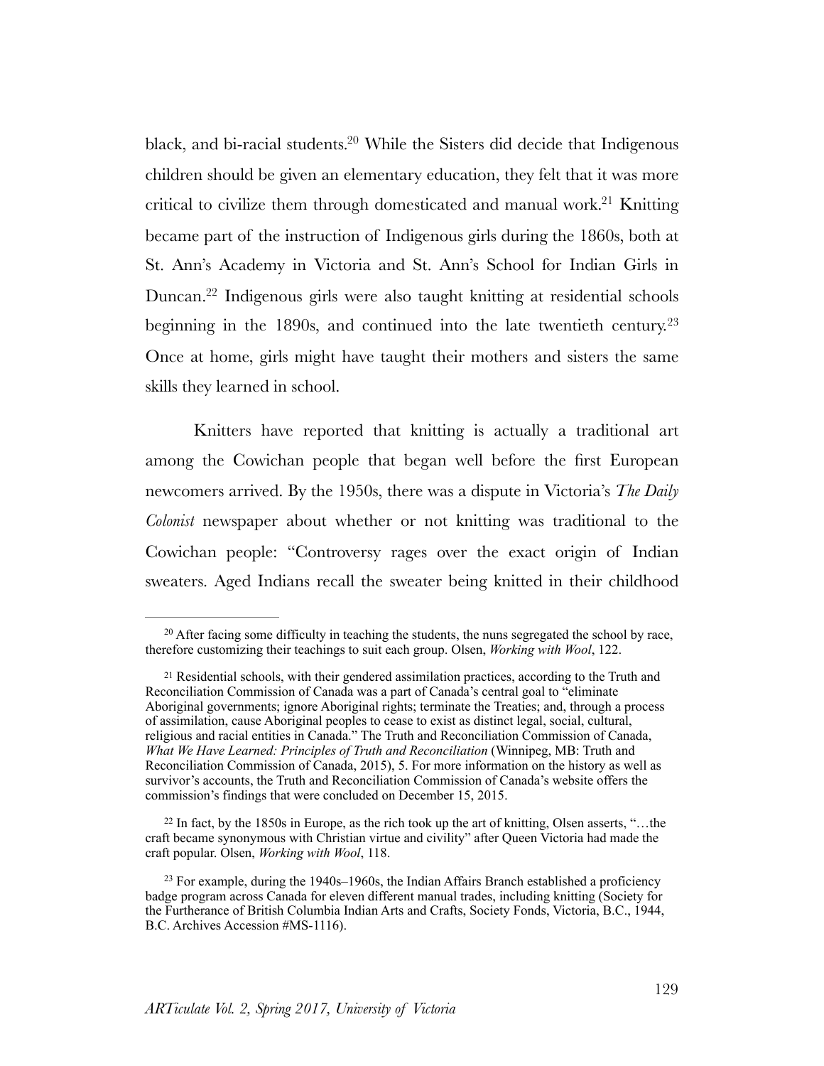black, and bi-racial students.[20] While the Sisters did decide that Indigenous children should be given an elementary education, they felt that it was more critical to civilize them through domesticated and manual work.[21] Knitting became part of the instruction of Indigenous girls during the 1860s, both at St. Ann's Academy in Victoria and St. Ann's School for Indian Girls in Duncan.[22] Indigenous girls were also taught knitting at residential schools beginning in the 1890s, and continued into the late twentieth century.[23] Once at home, girls might have taught their mothers and sisters the same skills they learned in school.

Knitters have reported that knitting is actually a traditional art among the Cowichan people that began well before the first European newcomers arrived. By the 1950s, there was a dispute in Victoria's *The Daily Colonist* newspaper about whether or not knitting was traditional to the Cowichan people: "Controversy rages over the exact origin of Indian sweaters. Aged Indians recall the sweater being knitted in their childhood

---

[20] After facing some difficulty in teaching the students, the nuns segregated the school by race, therefore customizing their teachings to suit each group. Olsen, *Working with Wool*, 122.

[21] Residential schools, with their gendered assimilation practices, according to the Truth and Reconciliation Commission of Canada was a part of Canada's central goal to "eliminate Aboriginal governments; ignore Aboriginal rights; terminate the Treaties; and, through a process of assimilation, cause Aboriginal peoples to cease to exist as distinct legal, social, cultural, religious and racial entities in Canada." The Truth and Reconciliation Commission of Canada, *What We Have Learned: Principles of Truth and Reconciliation* (Winnipeg, MB: Truth and Reconciliation Commission of Canada, 2015), 5. For more information on the history as well as survivor's accounts, the Truth and Reconciliation Commission of Canada's website offers the commission's findings that were concluded on December 15, 2015.

[22] In fact, by the 1850s in Europe, as the rich took up the art of knitting, Olsen asserts, "…the craft became synonymous with Christian virtue and civility" after Queen Victoria had made the craft popular. Olsen, *Working with Wool*, 118.

[23] For example, during the 1940s–1960s, the Indian Affairs Branch established a proficiency badge program across Canada for eleven different manual trades, including knitting (Society for the Furtherance of British Columbia Indian Arts and Crafts, Society Fonds, Victoria, B.C., 1944, B.C. Archives Accession #MS-1116).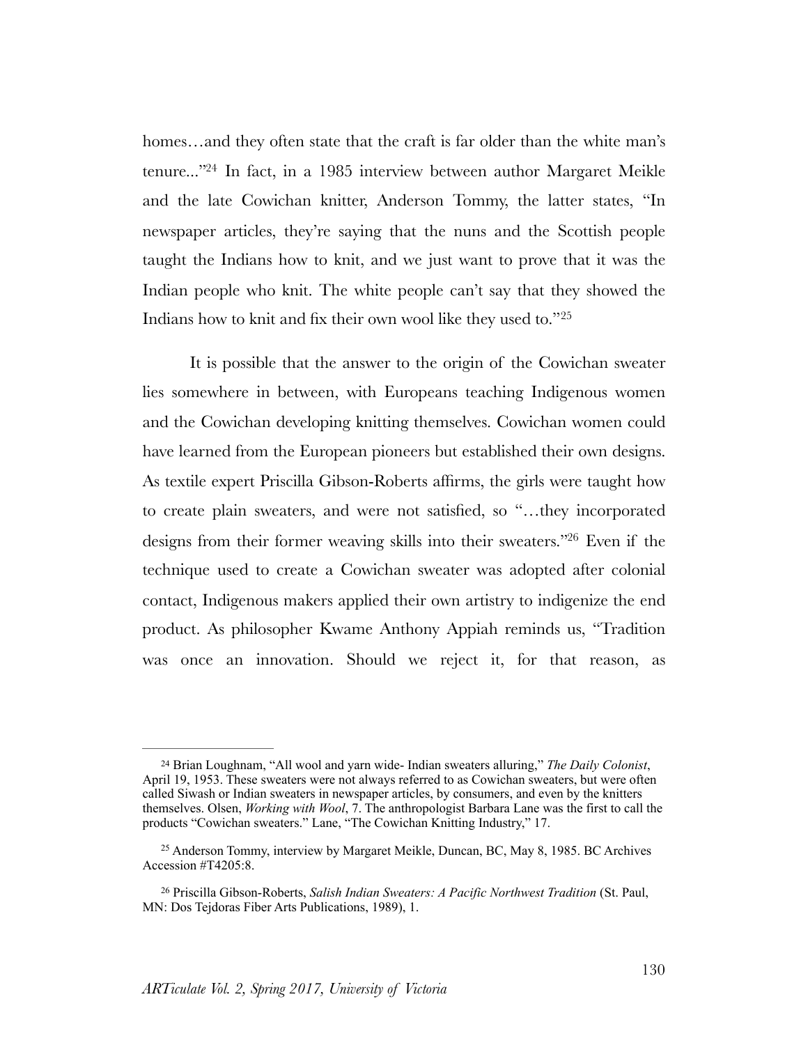homes…and they often state that the craft is far older than the white man's tenure..."[24] In fact, in a 1985 interview between author Margaret Meikle and the late Cowichan knitter, Anderson Tommy, the latter states, "In newspaper articles, they're saying that the nuns and the Scottish people taught the Indians how to knit, and we just want to prove that it was the Indian people who knit. The white people can't say that they showed the Indians how to knit and fix their own wool like they used to."[25]

It is possible that the answer to the origin of the Cowichan sweater lies somewhere in between, with Europeans teaching Indigenous women and the Cowichan developing knitting themselves. Cowichan women could have learned from the European pioneers but established their own designs. As textile expert Priscilla Gibson-Roberts affirms, the girls were taught how to create plain sweaters, and were not satisfied, so "…they incorporated designs from their former weaving skills into their sweaters."[26] Even if the technique used to create a Cowichan sweater was adopted after colonial contact, Indigenous makers applied their own artistry to indigenize the end product. As philosopher Kwame Anthony Appiah reminds us, "Tradition was once an innovation. Should we reject it, for that reason, as

---

[24] Brian Loughnam, "All wool and yarn wide- Indian sweaters alluring," *The Daily Colonist*, April 19, 1953. These sweaters were not always referred to as Cowichan sweaters, but were often called Siwash or Indian sweaters in newspaper articles, by consumers, and even by the knitters themselves. Olsen, *Working with Wool*, 7. The anthropologist Barbara Lane was the first to call the products "Cowichan sweaters." Lane, "The Cowichan Knitting Industry," 17.

[25] Anderson Tommy, interview by Margaret Meikle, Duncan, BC, May 8, 1985. BC Archives Accession #T4205:8.

[26] Priscilla Gibson-Roberts, *Salish Indian Sweaters: A Pacific Northwest Tradition* (St. Paul, MN: Dos Tejdoras Fiber Arts Publications, 1989), 1.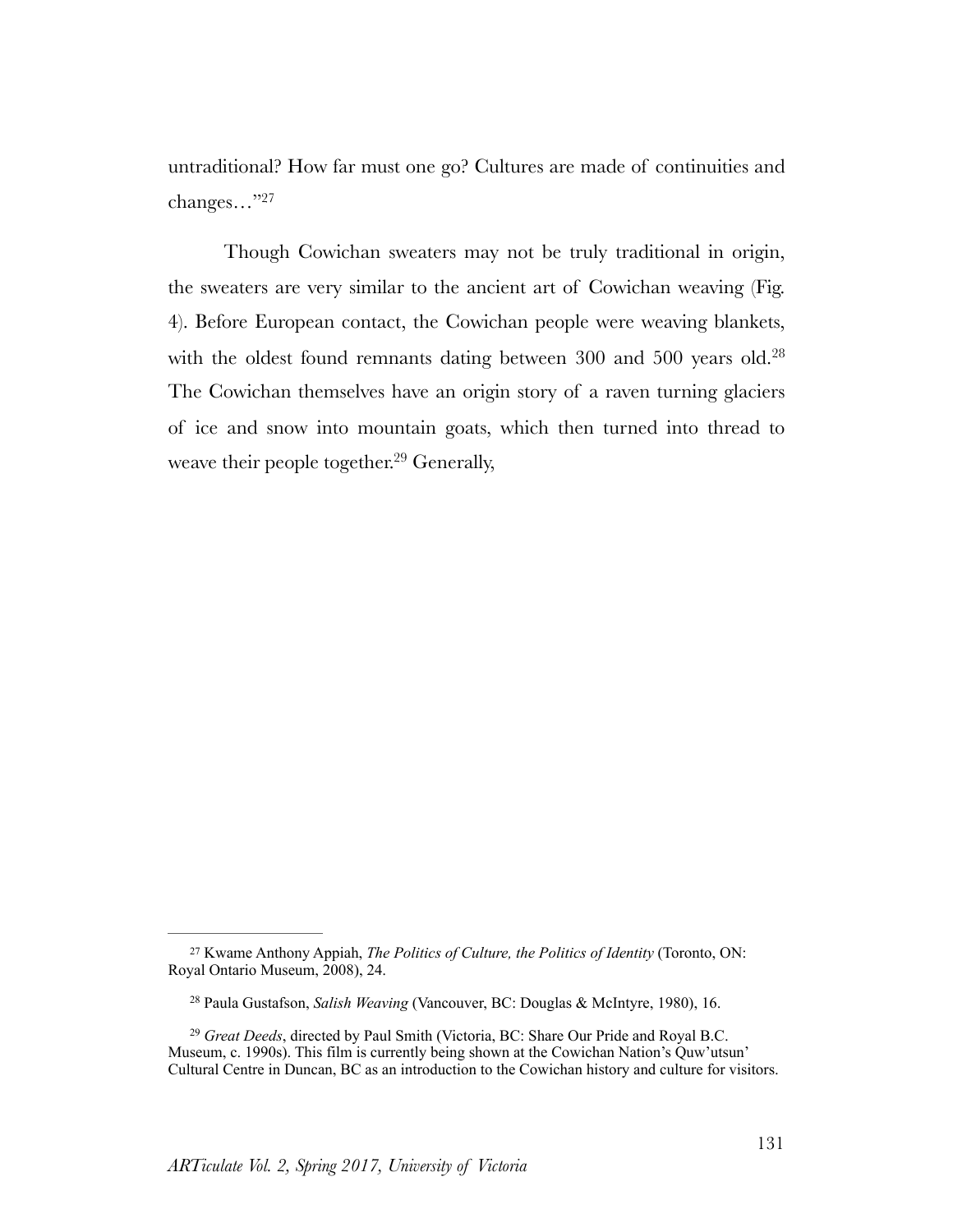untraditional? How far must one go? Cultures are made of continuities and changes…"[27]

Though Cowichan sweaters may not be truly traditional in origin, the sweaters are very similar to the ancient art of Cowichan weaving (Fig. 4). Before European contact, the Cowichan people were weaving blankets, with the oldest found remnants dating between 300 and 500 years old.[28] The Cowichan themselves have an origin story of a raven turning glaciers of ice and snow into mountain goats, which then turned into thread to weave their people together.[29] Generally,

---

[27] Kwame Anthony Appiah, *The Politics of Culture, the Politics of Identity* (Toronto, ON: Royal Ontario Museum, 2008), 24.

[28] Paula Gustafson, *Salish Weaving* (Vancouver, BC: Douglas & McIntyre, 1980), 16.

[29] *Great Deeds*, directed by Paul Smith (Victoria, BC: Share Our Pride and Royal B.C. Museum, c. 1990s). This film is currently being shown at the Cowichan Nation's Quw'utsun' Cultural Centre in Duncan, BC as an introduction to the Cowichan history and culture for visitors.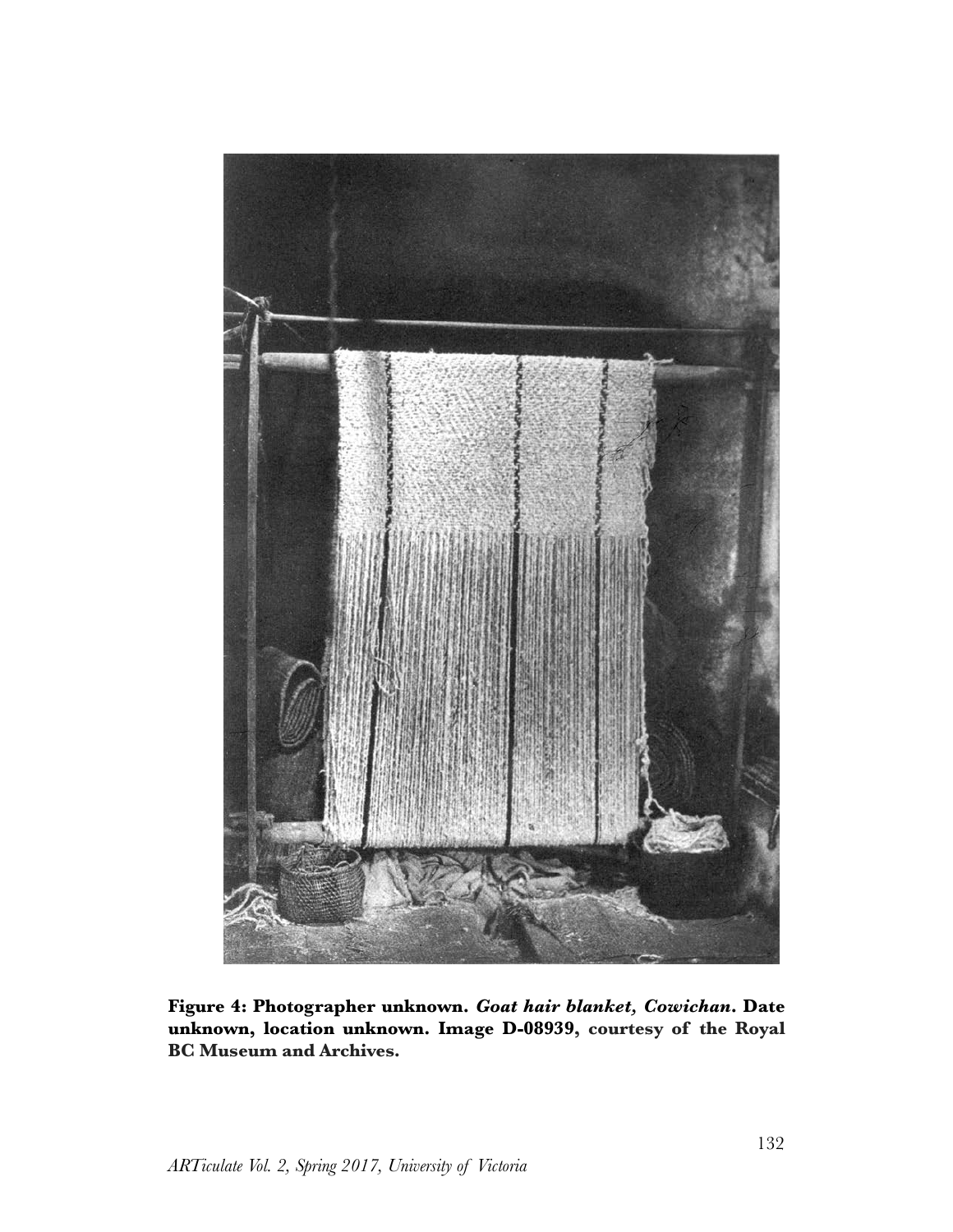**Figure 4: Photographer unknown. *Goat hair blanket, Cowichan*. Date unknown, location unknown. Image D-08939, courtesy of the Royal BC Museum and Archives.**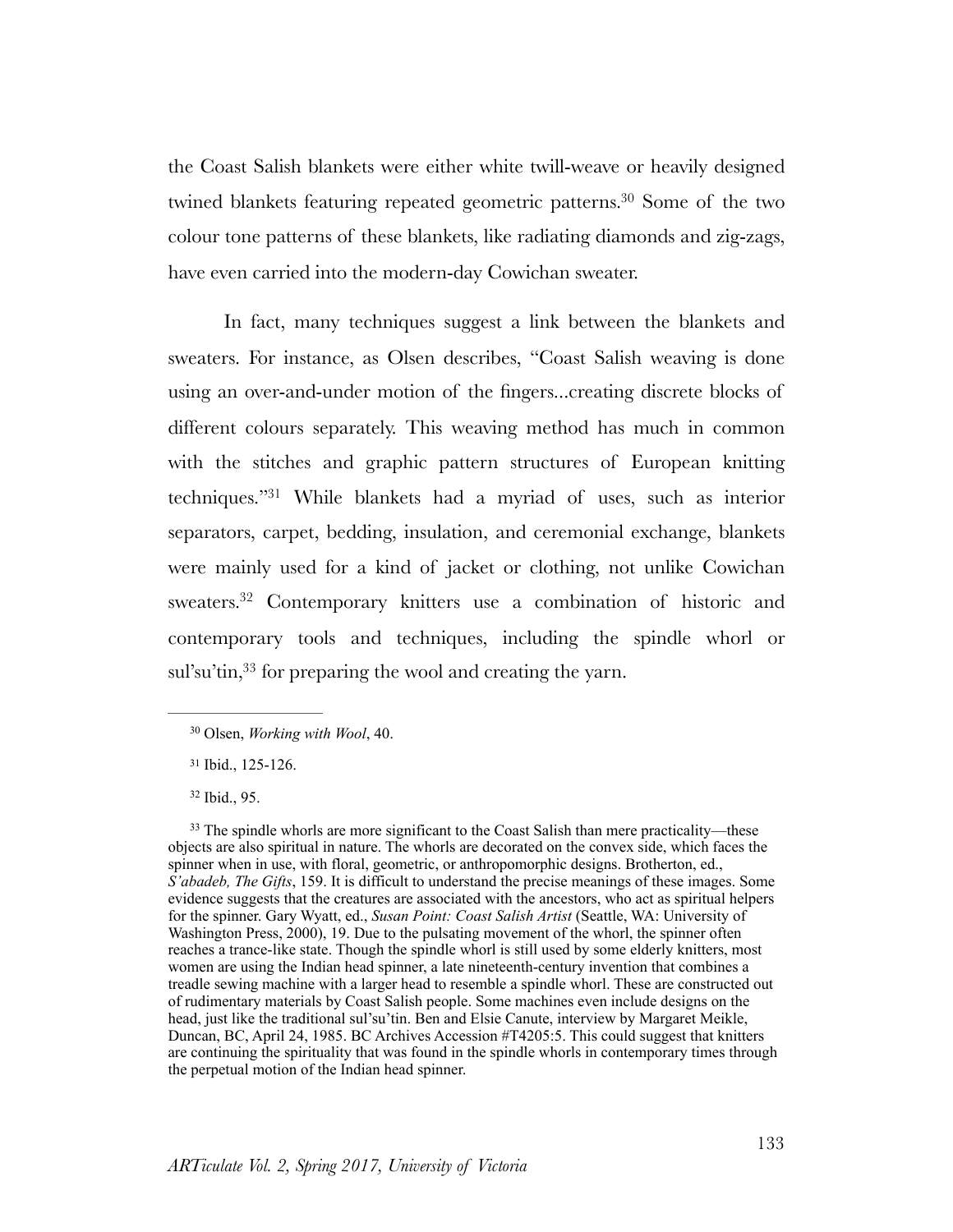the Coast Salish blankets were either white twill-weave or heavily designed twined blankets featuring repeated geometric patterns.[30] Some of the two colour tone patterns of these blankets, like radiating diamonds and zig-zags, have even carried into the modern-day Cowichan sweater.

In fact, many techniques suggest a link between the blankets and sweaters. For instance, as Olsen describes, "Coast Salish weaving is done using an over-and-under motion of the fingers...creating discrete blocks of different colours separately. This weaving method has much in common with the stitches and graphic pattern structures of European knitting techniques."[31] While blankets had a myriad of uses, such as interior separators, carpet, bedding, insulation, and ceremonial exchange, blankets were mainly used for a kind of jacket or clothing, not unlike Cowichan sweaters.[32] Contemporary knitters use a combination of historic and contemporary tools and techniques, including the spindle whorl or sul'su'tin,[33] for preparing the wool and creating the yarn.

---

[30] Olsen, *Working with Wool*, 40.

[31] Ibid., 125-126.

[32] Ibid., 95.

[33] The spindle whorls are more significant to the Coast Salish than mere practicality—these objects are also spiritual in nature. The whorls are decorated on the convex side, which faces the spinner when in use, with floral, geometric, or anthropomorphic designs. Brotherton, ed., *S'abadeb, The Gifts*, 159. It is difficult to understand the precise meanings of these images. Some evidence suggests that the creatures are associated with the ancestors, who act as spiritual helpers for the spinner. Gary Wyatt, ed., *Susan Point: Coast Salish Artist* (Seattle, WA: University of Washington Press, 2000), 19. Due to the pulsating movement of the whorl, the spinner often reaches a trance-like state. Though the spindle whorl is still used by some elderly knitters, most women are using the Indian head spinner, a late nineteenth-century invention that combines a treadle sewing machine with a larger head to resemble a spindle whorl. These are constructed out of rudimentary materials by Coast Salish people. Some machines even include designs on the head, just like the traditional sul'su'tin. Ben and Elsie Canute, interview by Margaret Meikle, Duncan, BC, April 24, 1985. BC Archives Accession #T4205:5. This could suggest that knitters are continuing the spirituality that was found in the spindle whorls in contemporary times through the perpetual motion of the Indian head spinner.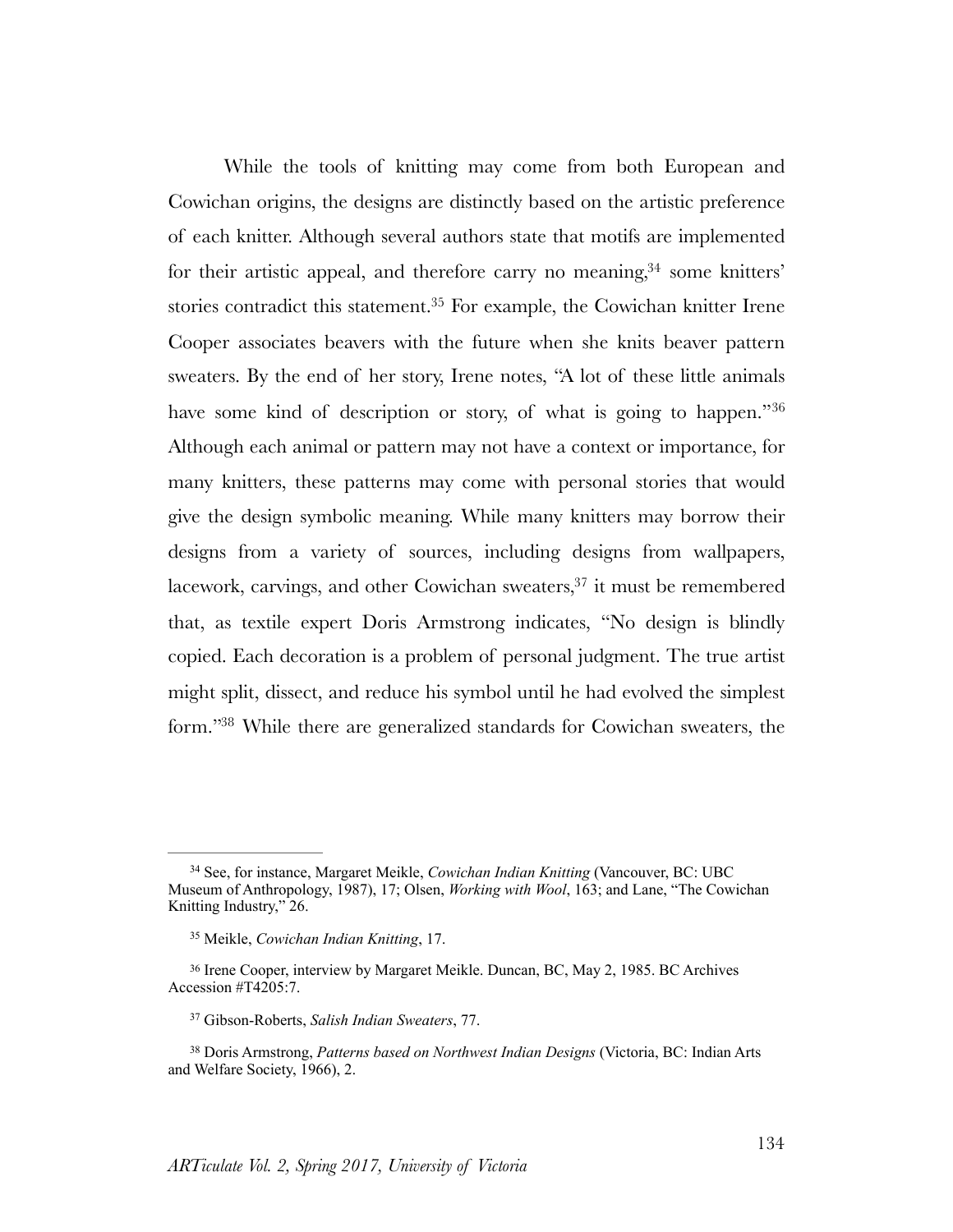While the tools of knitting may come from both European and Cowichan origins, the designs are distinctly based on the artistic preference of each knitter. Although several authors state that motifs are implemented for their artistic appeal, and therefore carry no meaning,[34] some knitters' stories contradict this statement.[35] For example, the Cowichan knitter Irene Cooper associates beavers with the future when she knits beaver pattern sweaters. By the end of her story, Irene notes, "A lot of these little animals have some kind of description or story, of what is going to happen."[36] Although each animal or pattern may not have a context or importance, for many knitters, these patterns may come with personal stories that would give the design symbolic meaning. While many knitters may borrow their designs from a variety of sources, including designs from wallpapers, lacework, carvings, and other Cowichan sweaters,[37] it must be remembered that, as textile expert Doris Armstrong indicates, "No design is blindly copied. Each decoration is a problem of personal judgment. The true artist might split, dissect, and reduce his symbol until he had evolved the simplest form."[38] While there are generalized standards for Cowichan sweaters, the

---

[34] See, for instance, Margaret Meikle, *Cowichan Indian Knitting* (Vancouver, BC: UBC Museum of Anthropology, 1987), 17; Olsen, *Working with Wool*, 163; and Lane, "The Cowichan Knitting Industry," 26.

[35] Meikle, *Cowichan Indian Knitting*, 17.

[36] Irene Cooper, interview by Margaret Meikle. Duncan, BC, May 2, 1985. BC Archives Accession #T4205:7.

[37] Gibson-Roberts, *Salish Indian Sweaters*, 77.

[38] Doris Armstrong, *Patterns based on Northwest Indian Designs* (Victoria, BC: Indian Arts and Welfare Society, 1966), 2.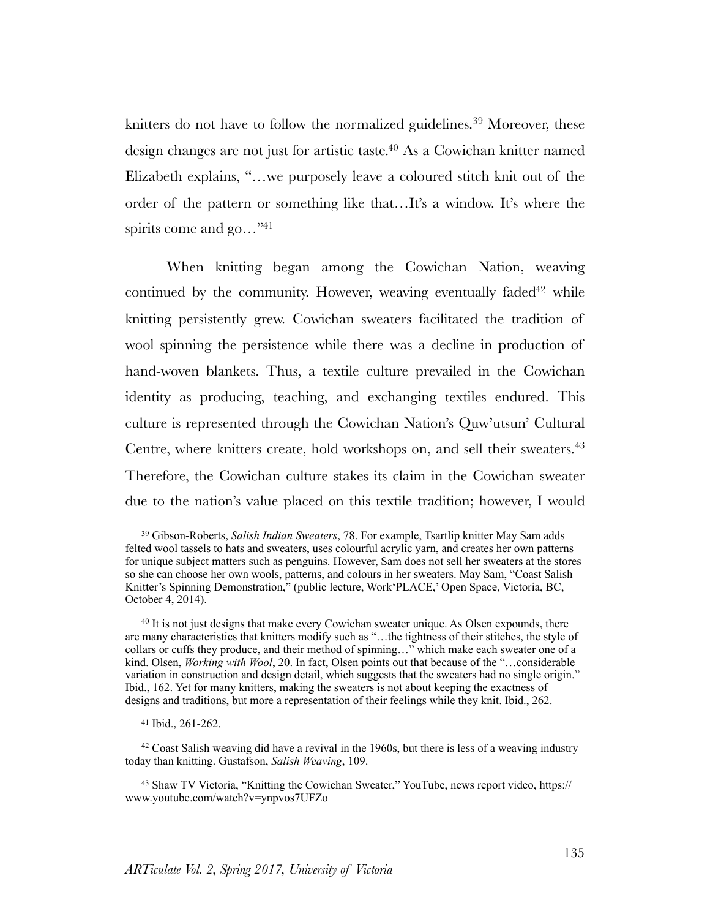knitters do not have to follow the normalized guidelines.[39] Moreover, these design changes are not just for artistic taste.[40] As a Cowichan knitter named Elizabeth explains, "…we purposely leave a coloured stitch knit out of the order of the pattern or something like that…It's a window. It's where the spirits come and go…"[41]

When knitting began among the Cowichan Nation, weaving continued by the community. However, weaving eventually faded[42] while knitting persistently grew. Cowichan sweaters facilitated the tradition of wool spinning the persistence while there was a decline in production of hand-woven blankets. Thus, a textile culture prevailed in the Cowichan identity as producing, teaching, and exchanging textiles endured. This culture is represented through the Cowichan Nation's Quw'utsun' Cultural Centre, where knitters create, hold workshops on, and sell their sweaters.[43] Therefore, the Cowichan culture stakes its claim in the Cowichan sweater due to the nation's value placed on this textile tradition; however, I would

---

[39] Gibson-Roberts, *Salish Indian Sweaters*, 78. For example, Tsartlip knitter May Sam adds felted wool tassels to hats and sweaters, uses colourful acrylic yarn, and creates her own patterns for unique subject matters such as penguins. However, Sam does not sell her sweaters at the stores so she can choose her own wools, patterns, and colours in her sweaters. May Sam, "Coast Salish Knitter's Spinning Demonstration," (public lecture, Work'PLACE,' Open Space, Victoria, BC, October 4, 2014).

[40] It is not just designs that make every Cowichan sweater unique. As Olsen expounds, there are many characteristics that knitters modify such as "…the tightness of their stitches, the style of collars or cuffs they produce, and their method of spinning…" which make each sweater one of a kind. Olsen, *Working with Wool*, 20. In fact, Olsen points out that because of the "…considerable variation in construction and design detail, which suggests that the sweaters had no single origin." Ibid., 162. Yet for many knitters, making the sweaters is not about keeping the exactness of designs and traditions, but more a representation of their feelings while they knit. Ibid., 262.

[41] Ibid., 261-262.

[42] Coast Salish weaving did have a revival in the 1960s, but there is less of a weaving industry today than knitting. Gustafson, *Salish Weaving*, 109.

[43] Shaw TV Victoria, "Knitting the Cowichan Sweater," YouTube, news report video, https://www.youtube.com/watch?v=ynpvos7UFZo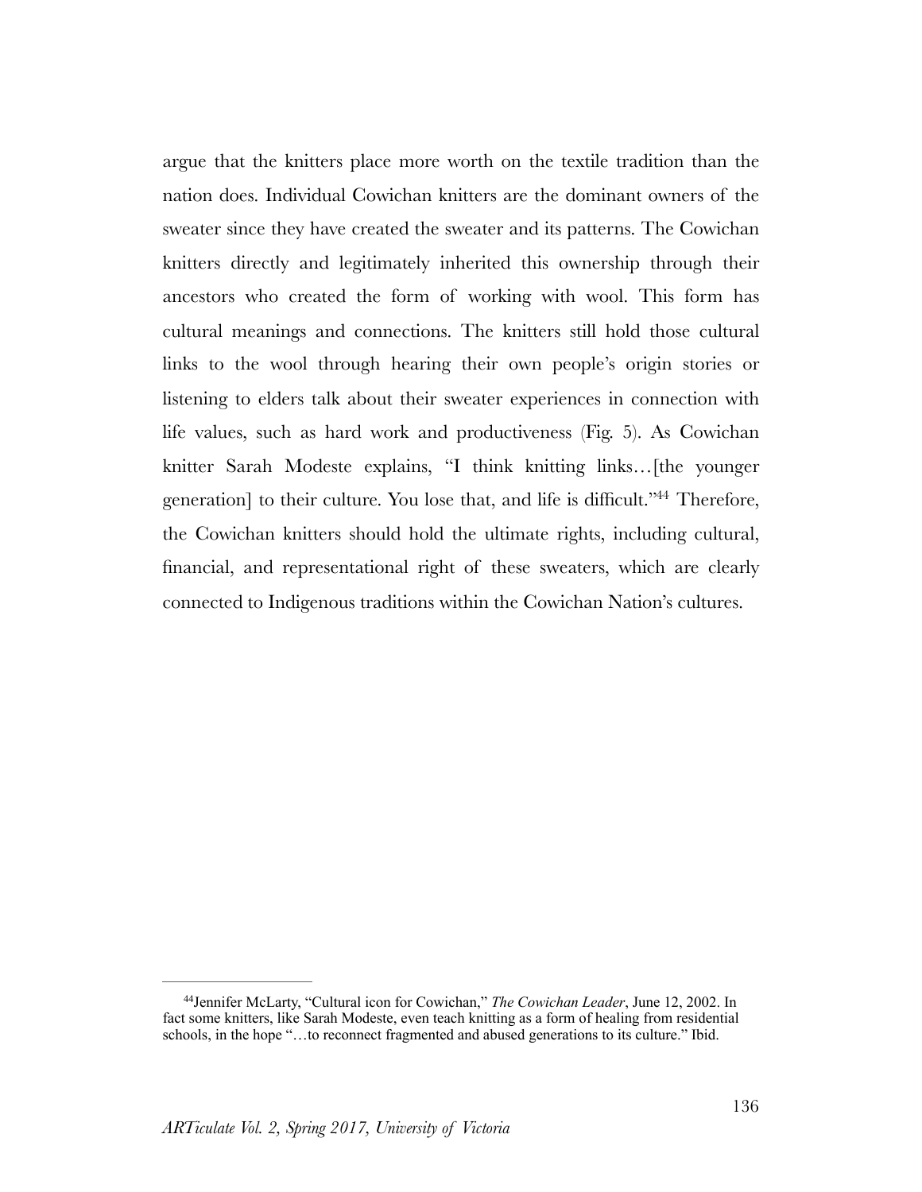argue that the knitters place more worth on the textile tradition than the nation does. Individual Cowichan knitters are the dominant owners of the sweater since they have created the sweater and its patterns. The Cowichan knitters directly and legitimately inherited this ownership through their ancestors who created the form of working with wool. This form has cultural meanings and connections. The knitters still hold those cultural links to the wool through hearing their own people's origin stories or listening to elders talk about their sweater experiences in connection with life values, such as hard work and productiveness (Fig. 5). As Cowichan knitter Sarah Modeste explains, "I think knitting links…[the younger generation] to their culture. You lose that, and life is difficult."[44] Therefore, the Cowichan knitters should hold the ultimate rights, including cultural, financial, and representational right of these sweaters, which are clearly connected to Indigenous traditions within the Cowichan Nation's cultures.

---

[44]Jennifer McLarty, "Cultural icon for Cowichan," *The Cowichan Leader*, June 12, 2002. In fact some knitters, like Sarah Modeste, even teach knitting as a form of healing from residential schools, in the hope "…to reconnect fragmented and abused generations to its culture." Ibid.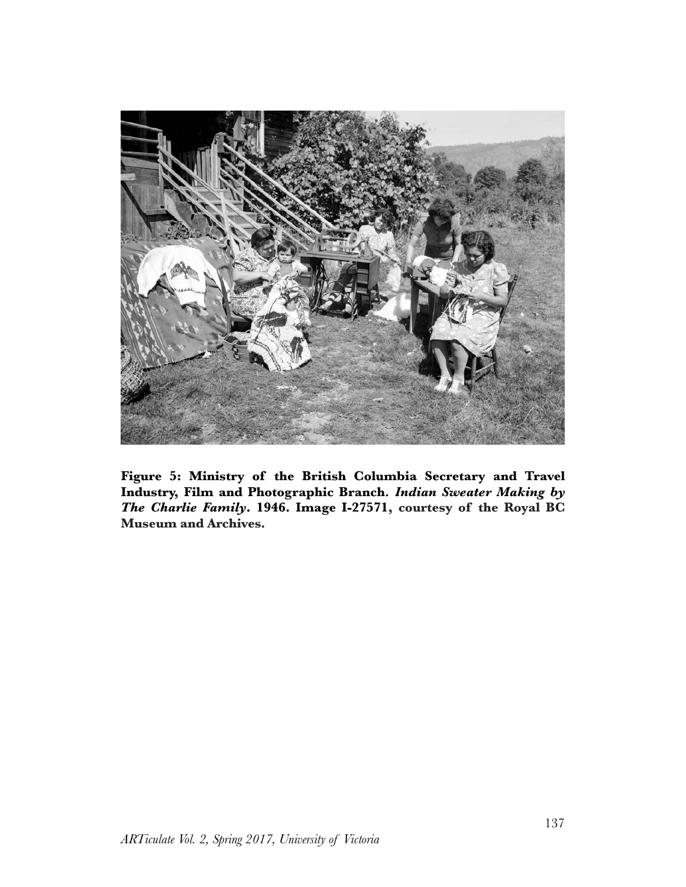**Figure 5: Ministry of the British Columbia Secretary and Travel Industry, Film and Photographic Branch. *Indian Sweater Making by The Charlie Family*. 1946. Image I-27571, courtesy of the Royal BC Museum and Archives.**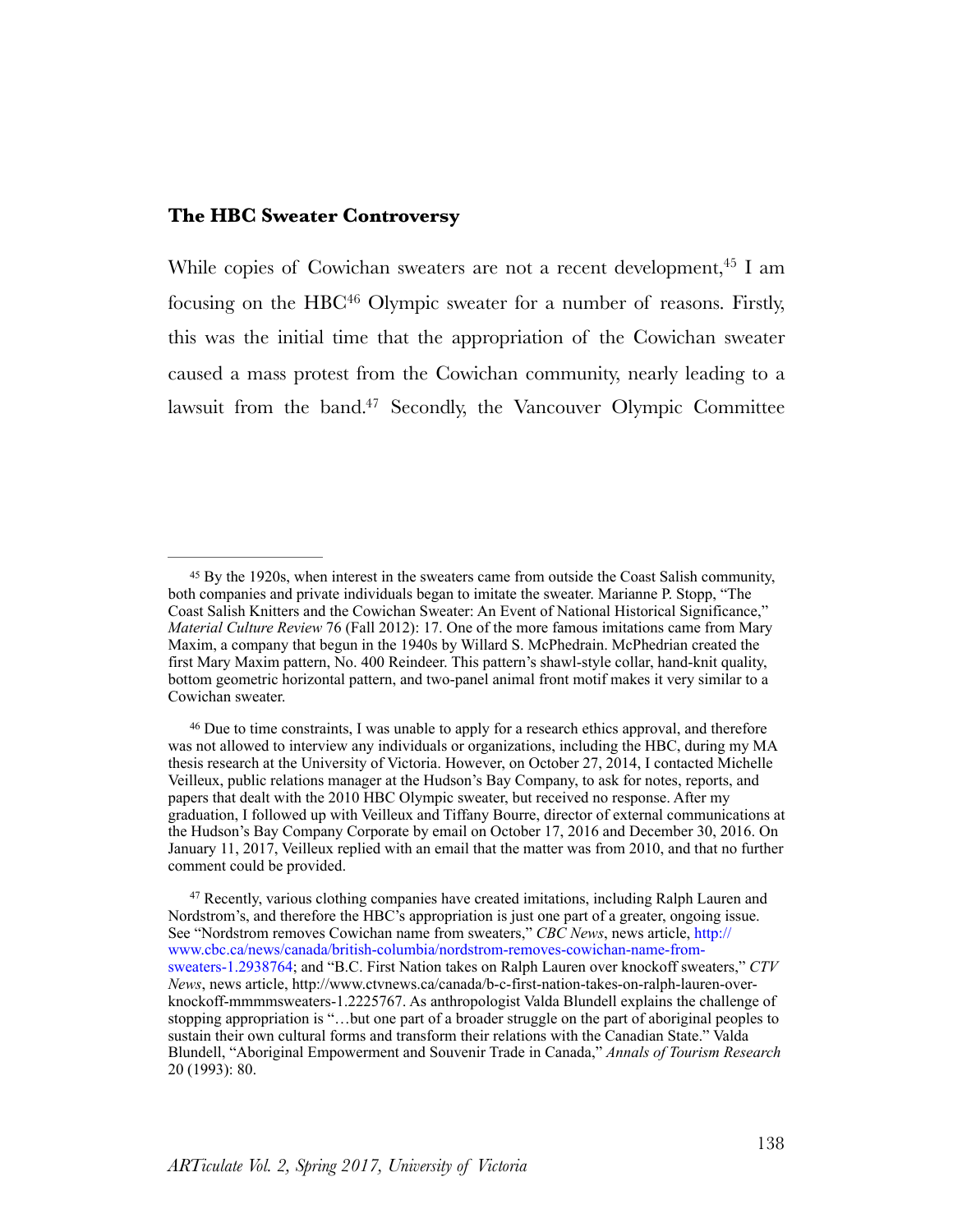### The HBC Sweater Controversy

While copies of Cowichan sweaters are not a recent development,[45] I am focusing on the HBC[46] Olympic sweater for a number of reasons. Firstly, this was the initial time that the appropriation of the Cowichan sweater caused a mass protest from the Cowichan community, nearly leading to a lawsuit from the band.[47] Secondly, the Vancouver Olympic Committee

---

[45] By the 1920s, when interest in the sweaters came from outside the Coast Salish community, both companies and private individuals began to imitate the sweater. Marianne P. Stopp, "The Coast Salish Knitters and the Cowichan Sweater: An Event of National Historical Significance," *Material Culture Review* 76 (Fall 2012): 17. One of the more famous imitations came from Mary Maxim, a company that begun in the 1940s by Willard S. McPhedrain. McPhedrian created the first Mary Maxim pattern, No. 400 Reindeer. This pattern's shawl-style collar, hand-knit quality, bottom geometric horizontal pattern, and two-panel animal front motif makes it very similar to a Cowichan sweater.

[46] Due to time constraints, I was unable to apply for a research ethics approval, and therefore was not allowed to interview any individuals or organizations, including the HBC, during my MA thesis research at the University of Victoria. However, on October 27, 2014, I contacted Michelle Veilleux, public relations manager at the Hudson's Bay Company, to ask for notes, reports, and papers that dealt with the 2010 HBC Olympic sweater, but received no response. After my graduation, I followed up with Veilleux and Tiffany Bourre, director of external communications at the Hudson's Bay Company Corporate by email on October 17, 2016 and December 30, 2016. On January 11, 2017, Veilleux replied with an email that the matter was from 2010, and that no further comment could be provided.

[47] Recently, various clothing companies have created imitations, including Ralph Lauren and Nordstrom's, and therefore the HBC's appropriation is just one part of a greater, ongoing issue. See "Nordstrom removes Cowichan name from sweaters," *CBC News*, news article, http://www.cbc.ca/news/canada/british-columbia/nordstrom-removes-cowichan-name-from-sweaters-1.2938764; and "B.C. First Nation takes on Ralph Lauren over knockoff sweaters," *CTV News*, news article, http://www.ctvnews.ca/canada/b-c-first-nation-takes-on-ralph-lauren-over-knockoff-mmmmsweaters-1.2225767. As anthropologist Valda Blundell explains the challenge of stopping appropriation is "…but one part of a broader struggle on the part of aboriginal peoples to sustain their own cultural forms and transform their relations with the Canadian State." Valda Blundell, "Aboriginal Empowerment and Souvenir Trade in Canada," *Annals of Tourism Research* 20 (1993): 80.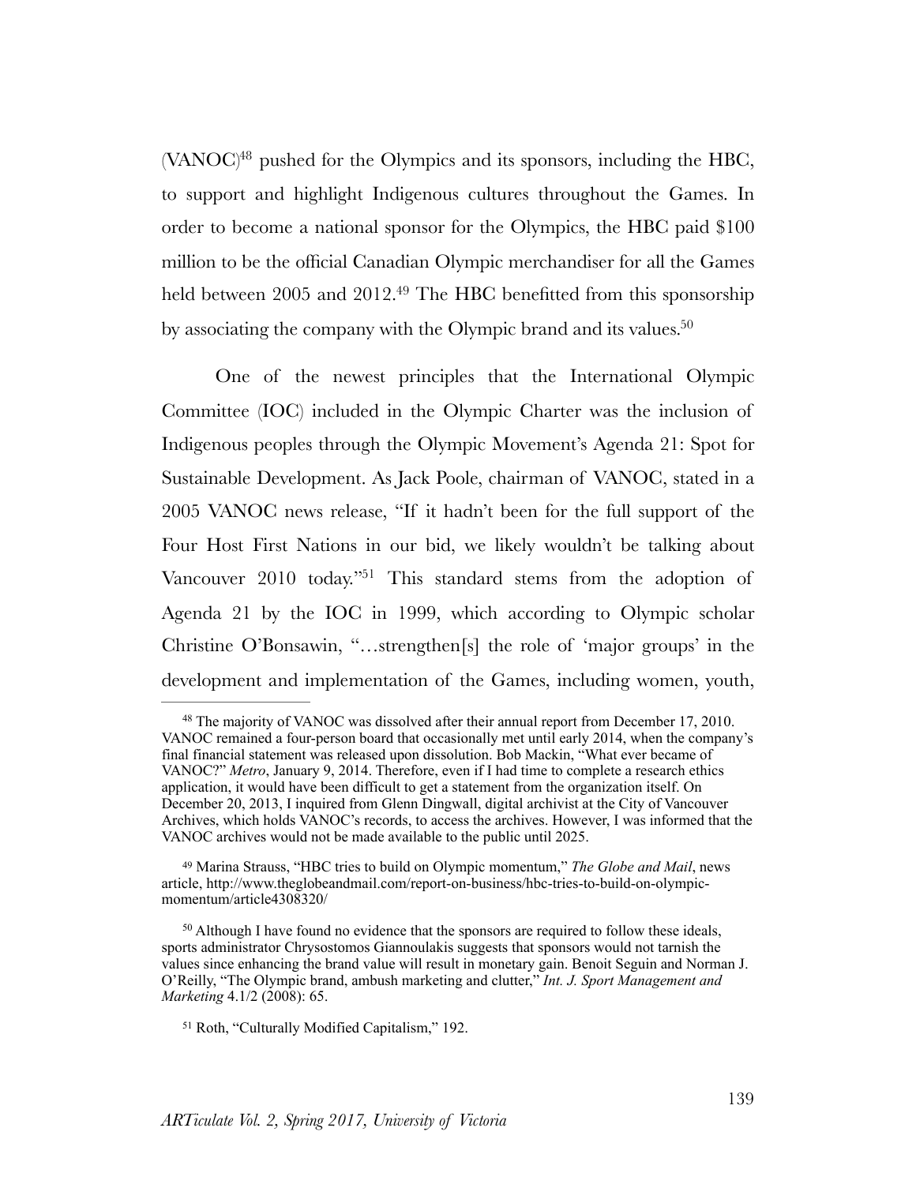(VANOC)[48] pushed for the Olympics and its sponsors, including the HBC, to support and highlight Indigenous cultures throughout the Games. In order to become a national sponsor for the Olympics, the HBC paid $100 million to be the official Canadian Olympic merchandiser for all the Games held between 2005 and 2012.[49] The HBC benefitted from this sponsorship by associating the company with the Olympic brand and its values.[50]

One of the newest principles that the International Olympic Committee (IOC) included in the Olympic Charter was the inclusion of Indigenous peoples through the Olympic Movement's Agenda 21: Spot for Sustainable Development. As Jack Poole, chairman of VANOC, stated in a 2005 VANOC news release, "If it hadn't been for the full support of the Four Host First Nations in our bid, we likely wouldn't be talking about Vancouver 2010 today."[51] This standard stems from the adoption of Agenda 21 by the IOC in 1999, which according to Olympic scholar Christine O'Bonsawin, "…strengthen[s] the role of 'major groups' in the development and implementation of the Games, including women, youth,

---

[48] The majority of VANOC was dissolved after their annual report from December 17, 2010. VANOC remained a four-person board that occasionally met until early 2014, when the company's final financial statement was released upon dissolution. Bob Mackin, "What ever became of VANOC?" *Metro*, January 9, 2014. Therefore, even if I had time to complete a research ethics application, it would have been difficult to get a statement from the organization itself. On December 20, 2013, I inquired from Glenn Dingwall, digital archivist at the City of Vancouver Archives, which holds VANOC's records, to access the archives. However, I was informed that the VANOC archives would not be made available to the public until 2025.

[49] Marina Strauss, "HBC tries to build on Olympic momentum," *The Globe and Mail*, news article, http://www.theglobeandmail.com/report-on-business/hbc-tries-to-build-on-olympic-momentum/article4308320/

[50] Although I have found no evidence that the sponsors are required to follow these ideals, sports administrator Chrysostomos Giannoulakis suggests that sponsors would not tarnish the values since enhancing the brand value will result in monetary gain. Benoit Seguin and Norman J. O'Reilly, "The Olympic brand, ambush marketing and clutter," *Int. J. Sport Management and Marketing* 4.1/2 (2008): 65.

[51] Roth, "Culturally Modified Capitalism," 192.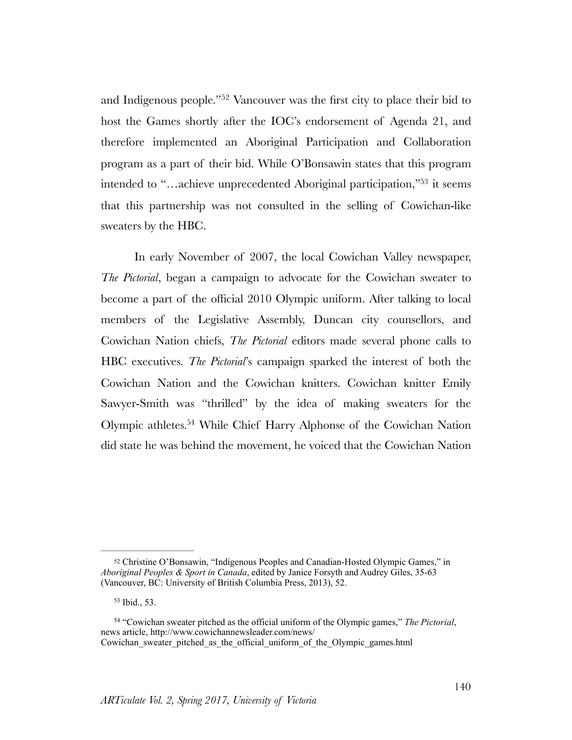and Indigenous people."[52] Vancouver was the first city to place their bid to host the Games shortly after the IOC's endorsement of Agenda 21, and therefore implemented an Aboriginal Participation and Collaboration program as a part of their bid. While O'Bonsawin states that this program intended to "…achieve unprecedented Aboriginal participation,"[53] it seems that this partnership was not consulted in the selling of Cowichan-like sweaters by the HBC.

In early November of 2007, the local Cowichan Valley newspaper, *The Pictorial*, began a campaign to advocate for the Cowichan sweater to become a part of the official 2010 Olympic uniform. After talking to local members of the Legislative Assembly, Duncan city counsellors, and Cowichan Nation chiefs, *The Pictorial* editors made several phone calls to HBC executives. *The Pictorial*'s campaign sparked the interest of both the Cowichan Nation and the Cowichan knitters. Cowichan knitter Emily Sawyer-Smith was "thrilled" by the idea of making sweaters for the Olympic athletes.[54] While Chief Harry Alphonse of the Cowichan Nation did state he was behind the movement, he voiced that the Cowichan Nation

---

[52] Christine O'Bonsawin, "Indigenous Peoples and Canadian-Hosted Olympic Games," in *Aboriginal Peoples & Sport in Canada*, edited by Janice Forsyth and Audrey Giles, 35-63 (Vancouver, BC: University of British Columbia Press, 2013), 52.

[53] Ibid., 53.

[54] "Cowichan sweater pitched as the official uniform of the Olympic games," *The Pictorial*, news article, http://www.cowichannewsleader.com/news/Cowichan_sweater_pitched_as_the_official_uniform_of_the_Olympic_games.html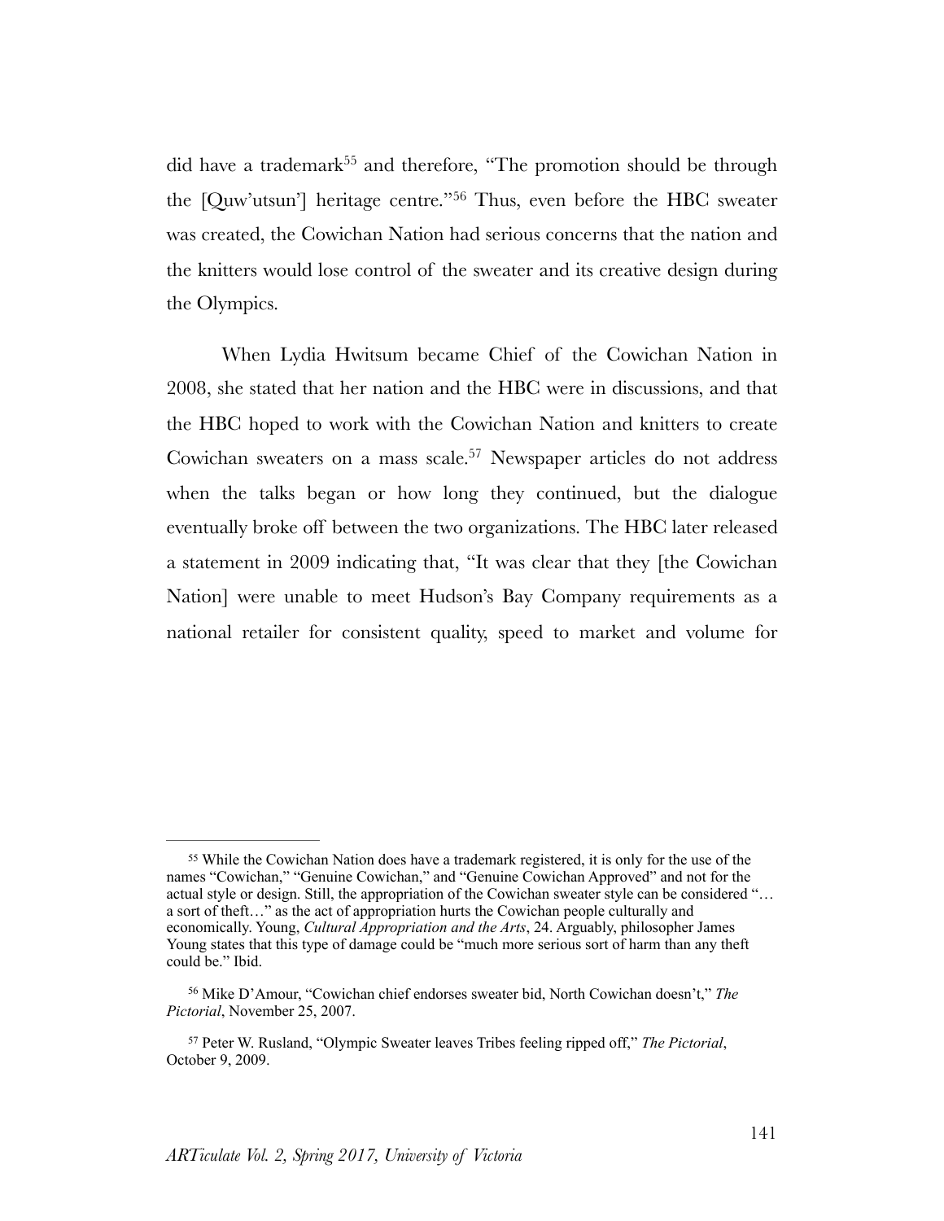did have a trademark[55] and therefore, "The promotion should be through the [Quw'utsun'] heritage centre."[56] Thus, even before the HBC sweater was created, the Cowichan Nation had serious concerns that the nation and the knitters would lose control of the sweater and its creative design during the Olympics.

When Lydia Hwitsum became Chief of the Cowichan Nation in 2008, she stated that her nation and the HBC were in discussions, and that the HBC hoped to work with the Cowichan Nation and knitters to create Cowichan sweaters on a mass scale.[57] Newspaper articles do not address when the talks began or how long they continued, but the dialogue eventually broke off between the two organizations. The HBC later released a statement in 2009 indicating that, "It was clear that they [the Cowichan Nation] were unable to meet Hudson's Bay Company requirements as a national retailer for consistent quality, speed to market and volume for

---

[55] While the Cowichan Nation does have a trademark registered, it is only for the use of the names "Cowichan," "Genuine Cowichan," and "Genuine Cowichan Approved" and not for the actual style or design. Still, the appropriation of the Cowichan sweater style can be considered "… a sort of theft…" as the act of appropriation hurts the Cowichan people culturally and economically. Young, *Cultural Appropriation and the Arts*, 24. Arguably, philosopher James Young states that this type of damage could be "much more serious sort of harm than any theft could be." Ibid.

[56] Mike D'Amour, "Cowichan chief endorses sweater bid, North Cowichan doesn't," *The Pictorial*, November 25, 2007.

[57] Peter W. Rusland, "Olympic Sweater leaves Tribes feeling ripped off," *The Pictorial*, October 9, 2009.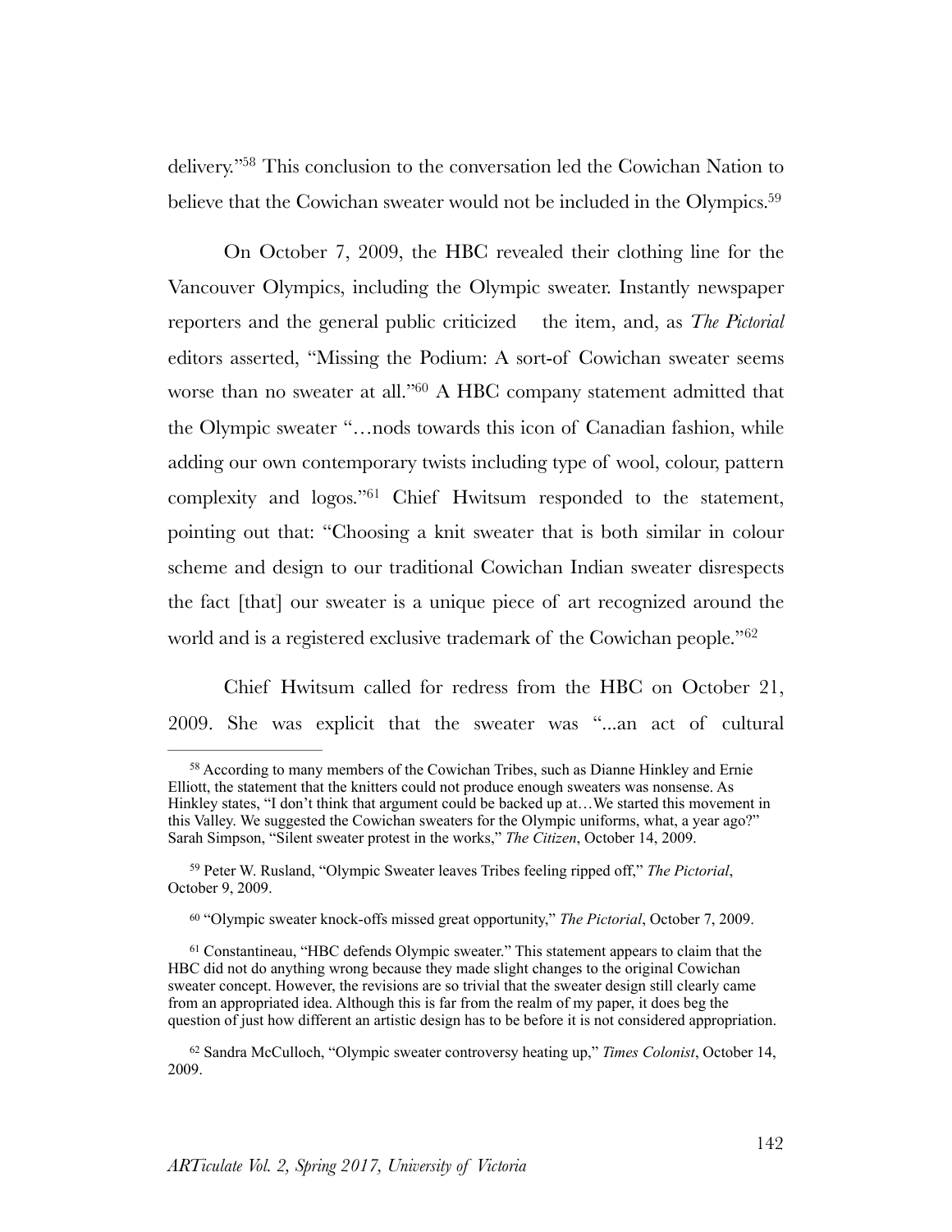delivery."[58] This conclusion to the conversation led the Cowichan Nation to believe that the Cowichan sweater would not be included in the Olympics.[59]

On October 7, 2009, the HBC revealed their clothing line for the Vancouver Olympics, including the Olympic sweater. Instantly newspaper reporters and the general public criticized the item, and, as *The Pictorial* editors asserted, "Missing the Podium: A sort-of Cowichan sweater seems worse than no sweater at all."[60] A HBC company statement admitted that the Olympic sweater "…nods towards this icon of Canadian fashion, while adding our own contemporary twists including type of wool, colour, pattern complexity and logos."[61] Chief Hwitsum responded to the statement, pointing out that: "Choosing a knit sweater that is both similar in colour scheme and design to our traditional Cowichan Indian sweater disrespects the fact [that] our sweater is a unique piece of art recognized around the world and is a registered exclusive trademark of the Cowichan people."[62]

Chief Hwitsum called for redress from the HBC on October 21, 2009. She was explicit that the sweater was "...an act of cultural

---

[58] According to many members of the Cowichan Tribes, such as Dianne Hinkley and Ernie Elliott, the statement that the knitters could not produce enough sweaters was nonsense. As Hinkley states, "I don't think that argument could be backed up at…We started this movement in this Valley. We suggested the Cowichan sweaters for the Olympic uniforms, what, a year ago?" Sarah Simpson, "Silent sweater protest in the works," *The Citizen*, October 14, 2009.

[59] Peter W. Rusland, "Olympic Sweater leaves Tribes feeling ripped off," *The Pictorial*, October 9, 2009.

[60] "Olympic sweater knock-offs missed great opportunity," *The Pictorial*, October 7, 2009.

[61] Constantineau, "HBC defends Olympic sweater." This statement appears to claim that the HBC did not do anything wrong because they made slight changes to the original Cowichan sweater concept. However, the revisions are so trivial that the sweater design still clearly came from an appropriated idea. Although this is far from the realm of my paper, it does beg the question of just how different an artistic design has to be before it is not considered appropriation.

[62] Sandra McCulloch, "Olympic sweater controversy heating up," *Times Colonist*, October 14, 2009.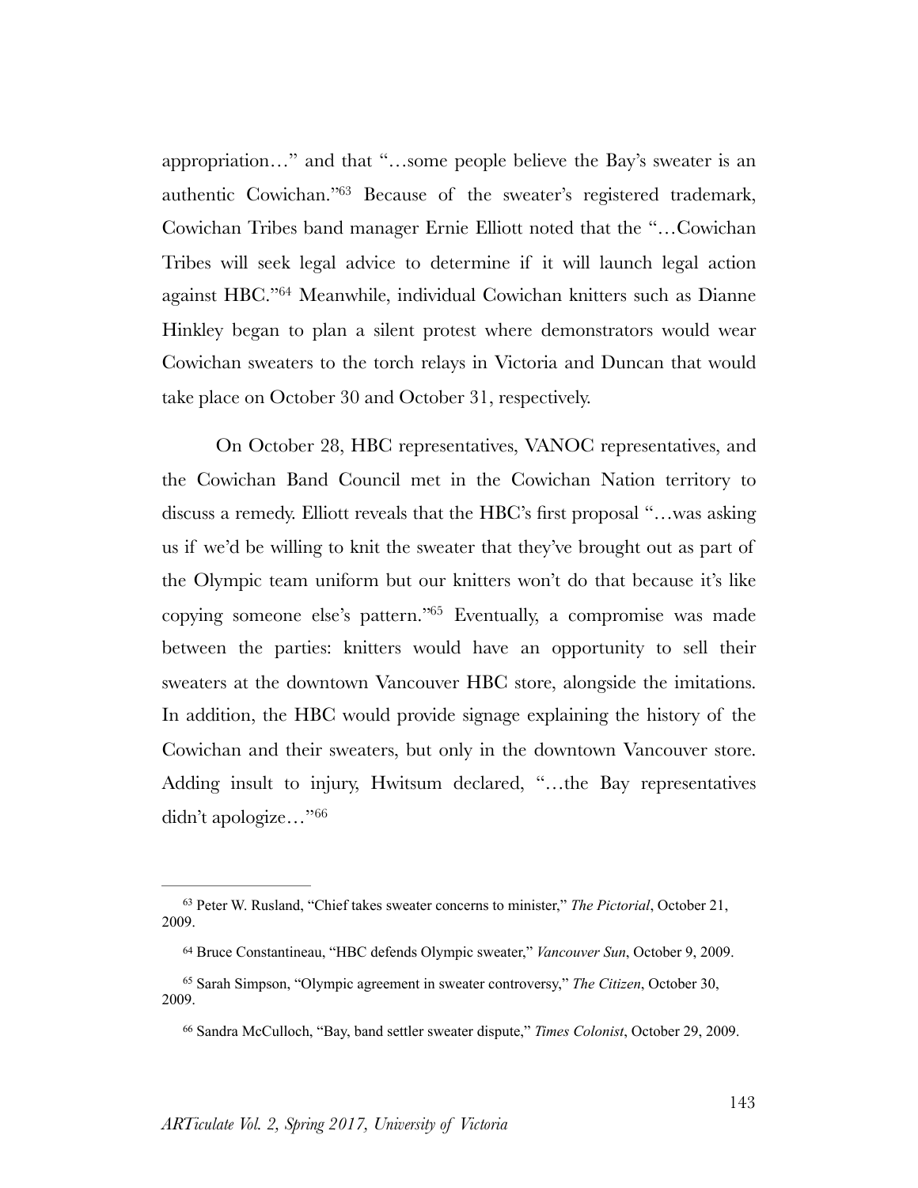appropriation…" and that "…some people believe the Bay's sweater is an authentic Cowichan."[63] Because of the sweater's registered trademark, Cowichan Tribes band manager Ernie Elliott noted that the "…Cowichan Tribes will seek legal advice to determine if it will launch legal action against HBC."[64] Meanwhile, individual Cowichan knitters such as Dianne Hinkley began to plan a silent protest where demonstrators would wear Cowichan sweaters to the torch relays in Victoria and Duncan that would take place on October 30 and October 31, respectively.

On October 28, HBC representatives, VANOC representatives, and the Cowichan Band Council met in the Cowichan Nation territory to discuss a remedy. Elliott reveals that the HBC's first proposal "…was asking us if we'd be willing to knit the sweater that they've brought out as part of the Olympic team uniform but our knitters won't do that because it's like copying someone else's pattern."[65] Eventually, a compromise was made between the parties: knitters would have an opportunity to sell their sweaters at the downtown Vancouver HBC store, alongside the imitations. In addition, the HBC would provide signage explaining the history of the Cowichan and their sweaters, but only in the downtown Vancouver store. Adding insult to injury, Hwitsum declared, "…the Bay representatives didn't apologize…"[66]

---

[63] Peter W. Rusland, "Chief takes sweater concerns to minister," *The Pictorial*, October 21, 2009.

[64] Bruce Constantineau, "HBC defends Olympic sweater," *Vancouver Sun*, October 9, 2009.

[65] Sarah Simpson, "Olympic agreement in sweater controversy," *The Citizen*, October 30, 2009.

[66] Sandra McCulloch, "Bay, band settler sweater dispute," *Times Colonist*, October 29, 2009.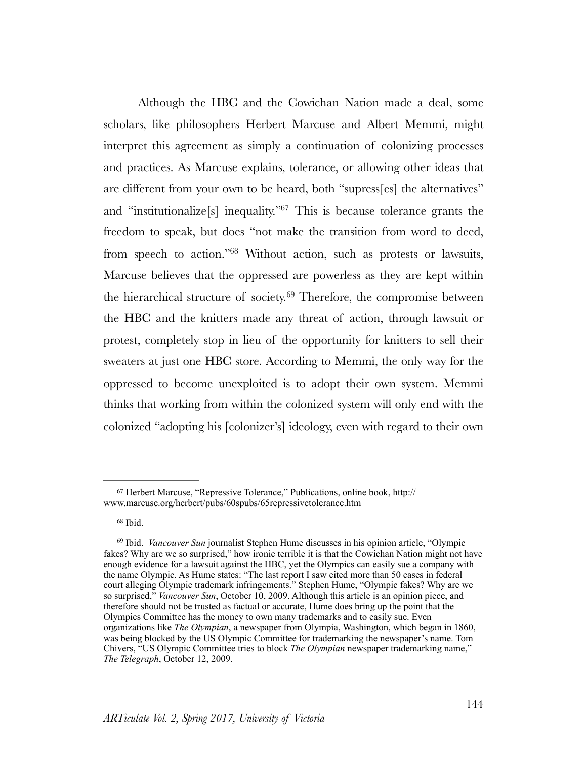Although the HBC and the Cowichan Nation made a deal, some scholars, like philosophers Herbert Marcuse and Albert Memmi, might interpret this agreement as simply a continuation of colonizing processes and practices. As Marcuse explains, tolerance, or allowing other ideas that are different from your own to be heard, both "supress[es] the alternatives" and "institutionalize[s] inequality."[67] This is because tolerance grants the freedom to speak, but does "not make the transition from word to deed, from speech to action."[68] Without action, such as protests or lawsuits, Marcuse believes that the oppressed are powerless as they are kept within the hierarchical structure of society.[69] Therefore, the compromise between the HBC and the knitters made any threat of action, through lawsuit or protest, completely stop in lieu of the opportunity for knitters to sell their sweaters at just one HBC store. According to Memmi, the only way for the oppressed to become unexploited is to adopt their own system. Memmi thinks that working from within the colonized system will only end with the colonized "adopting his [colonizer's] ideology, even with regard to their own

---

[67] Herbert Marcuse, "Repressive Tolerance," Publications, online book, http://www.marcuse.org/herbert/pubs/60spubs/65repressivetolerance.htm

[68] Ibid.

[69] Ibid. *Vancouver Sun* journalist Stephen Hume discusses in his opinion article, "Olympic fakes? Why are we so surprised," how ironic terrible it is that the Cowichan Nation might not have enough evidence for a lawsuit against the HBC, yet the Olympics can easily sue a company with the name Olympic. As Hume states: "The last report I saw cited more than 50 cases in federal court alleging Olympic trademark infringements." Stephen Hume, "Olympic fakes? Why are we so surprised," *Vancouver Sun*, October 10, 2009. Although this article is an opinion piece, and therefore should not be trusted as factual or accurate, Hume does bring up the point that the Olympics Committee has the money to own many trademarks and to easily sue. Even organizations like *The Olympian*, a newspaper from Olympia, Washington, which began in 1860, was being blocked by the US Olympic Committee for trademarking the newspaper's name. Tom Chivers, "US Olympic Committee tries to block *The Olympian* newspaper trademarking name," *The Telegraph*, October 12, 2009.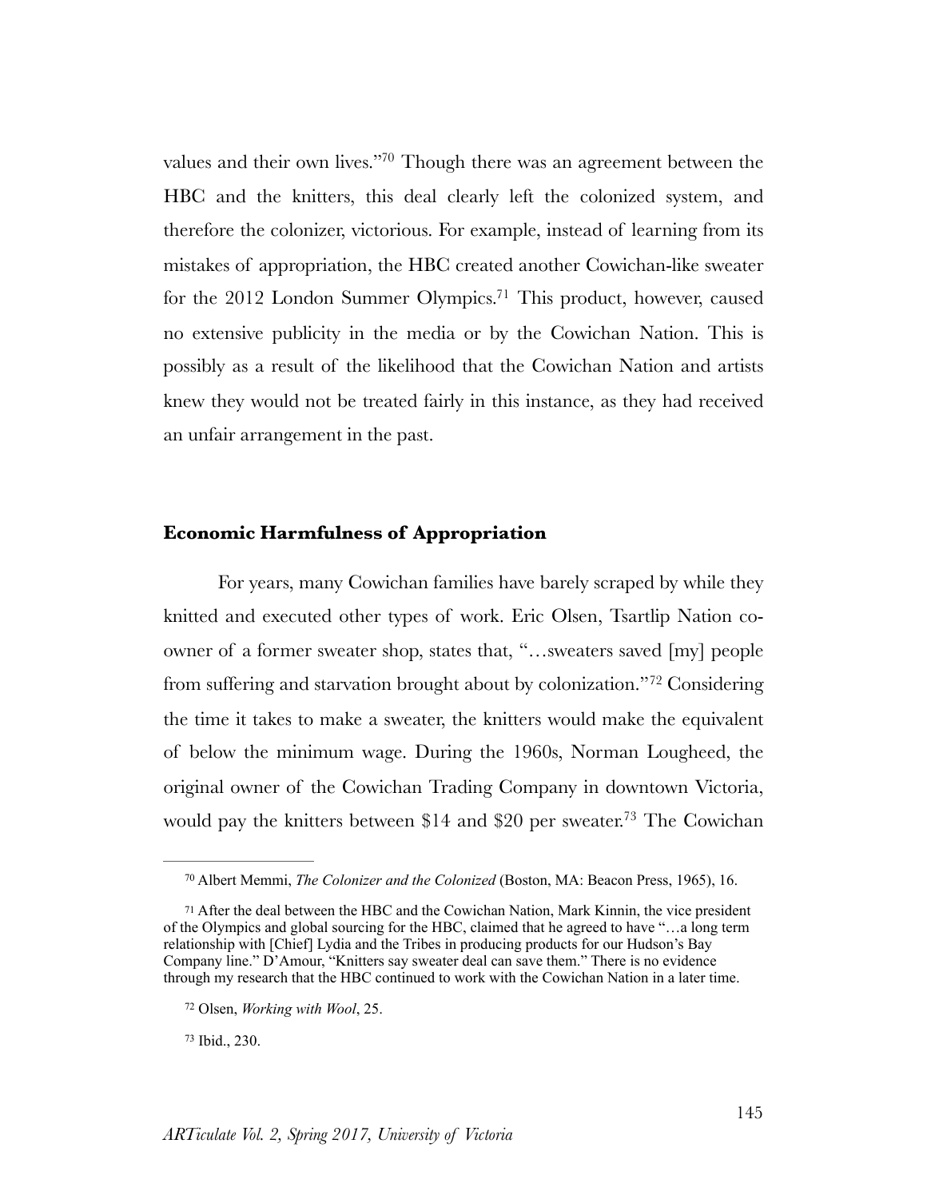values and their own lives."[70] Though there was an agreement between the HBC and the knitters, this deal clearly left the colonized system, and therefore the colonizer, victorious. For example, instead of learning from its mistakes of appropriation, the HBC created another Cowichan-like sweater for the 2012 London Summer Olympics.[71] This product, however, caused no extensive publicity in the media or by the Cowichan Nation. This is possibly as a result of the likelihood that the Cowichan Nation and artists knew they would not be treated fairly in this instance, as they had received an unfair arrangement in the past.

## Economic Harmfulness of Appropriation

For years, many Cowichan families have barely scraped by while they knitted and executed other types of work. Eric Olsen, Tsartlip Nation co-owner of a former sweater shop, states that, "…sweaters saved [my] people from suffering and starvation brought about by colonization."[72] Considering the time it takes to make a sweater, the knitters would make the equivalent of below the minimum wage. During the 1960s, Norman Lougheed, the original owner of the Cowichan Trading Company in downtown Victoria, would pay the knitters between $14 and $20 per sweater.[73] The Cowichan

---

[70] Albert Memmi, *The Colonizer and the Colonized* (Boston, MA: Beacon Press, 1965), 16.

[71] After the deal between the HBC and the Cowichan Nation, Mark Kinnin, the vice president of the Olympics and global sourcing for the HBC, claimed that he agreed to have "…a long term relationship with [Chief] Lydia and the Tribes in producing products for our Hudson's Bay Company line." D'Amour, "Knitters say sweater deal can save them." There is no evidence through my research that the HBC continued to work with the Cowichan Nation in a later time.

[72] Olsen, *Working with Wool*, 25.

[73] Ibid., 230.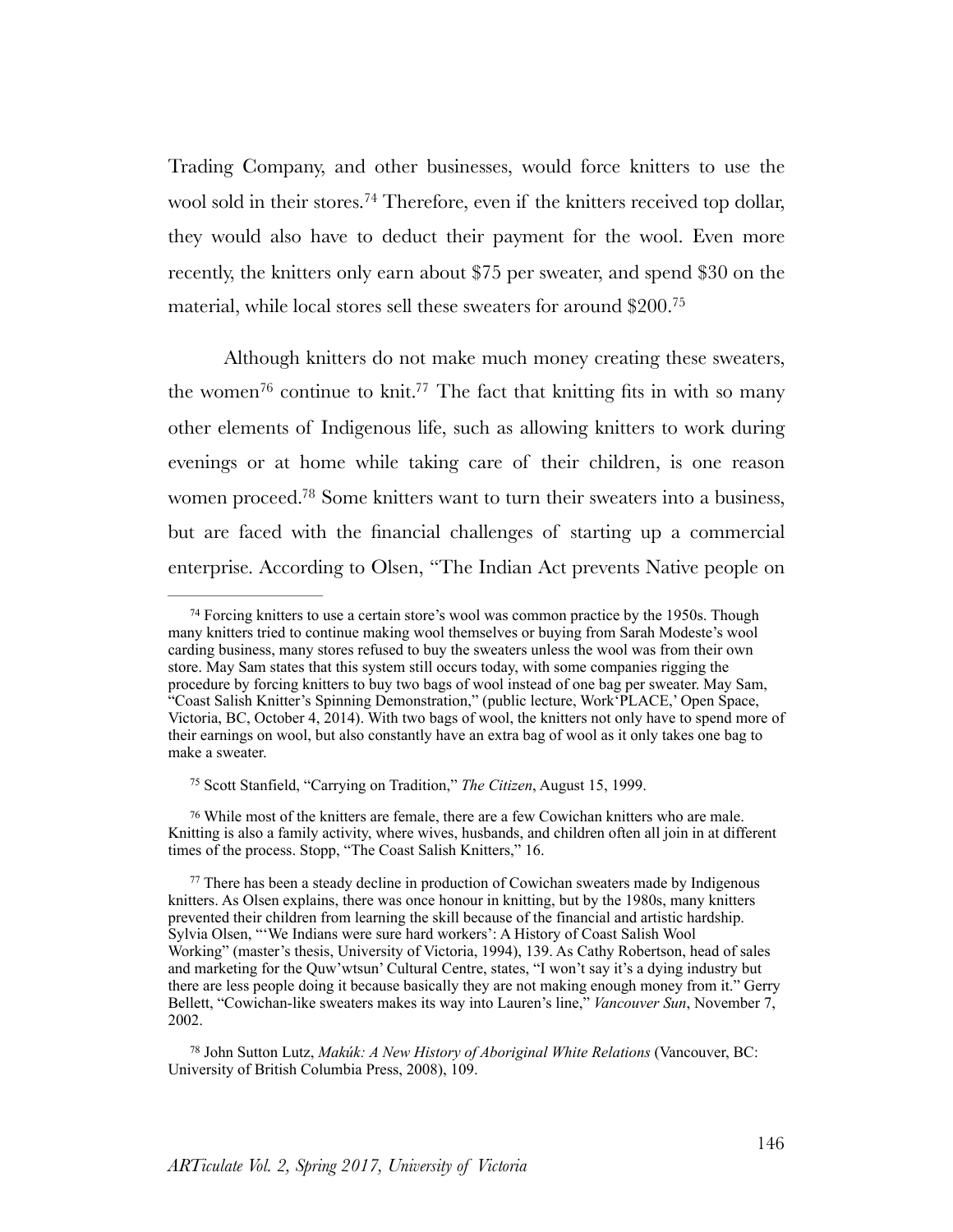Trading Company, and other businesses, would force knitters to use the wool sold in their stores.[74] Therefore, even if the knitters received top dollar, they would also have to deduct their payment for the wool. Even more recently, the knitters only earn about $75 per sweater, and spend $30 on the material, while local stores sell these sweaters for around $200.[75]

Although knitters do not make much money creating these sweaters, the women[76] continue to knit.[77] The fact that knitting fits in with so many other elements of Indigenous life, such as allowing knitters to work during evenings or at home while taking care of their children, is one reason women proceed.[78] Some knitters want to turn their sweaters into a business, but are faced with the financial challenges of starting up a commercial enterprise. According to Olsen, "The Indian Act prevents Native people on

---

[74] Forcing knitters to use a certain store's wool was common practice by the 1950s. Though many knitters tried to continue making wool themselves or buying from Sarah Modeste's wool carding business, many stores refused to buy the sweaters unless the wool was from their own store. May Sam states that this system still occurs today, with some companies rigging the procedure by forcing knitters to buy two bags of wool instead of one bag per sweater. May Sam, "Coast Salish Knitter's Spinning Demonstration," (public lecture, Work'PLACE,' Open Space, Victoria, BC, October 4, 2014). With two bags of wool, the knitters not only have to spend more of their earnings on wool, but also constantly have an extra bag of wool as it only takes one bag to make a sweater.

[75] Scott Stanfield, "Carrying on Tradition," *The Citizen*, August 15, 1999.

[76] While most of the knitters are female, there are a few Cowichan knitters who are male. Knitting is also a family activity, where wives, husbands, and children often all join in at different times of the process. Stopp, "The Coast Salish Knitters," 16.

[77] There has been a steady decline in production of Cowichan sweaters made by Indigenous knitters. As Olsen explains, there was once honour in knitting, but by the 1980s, many knitters prevented their children from learning the skill because of the financial and artistic hardship. Sylvia Olsen, "'We Indians were sure hard workers': A History of Coast Salish Wool Working" (master's thesis, University of Victoria, 1994), 139. As Cathy Robertson, head of sales and marketing for the Quw'wtsun' Cultural Centre, states, "I won't say it's a dying industry but there are less people doing it because basically they are not making enough money from it." Gerry Bellett, "Cowichan-like sweaters makes its way into Lauren's line," *Vancouver Sun*, November 7, 2002.

[78] John Sutton Lutz, *Makúk: A New History of Aboriginal White Relations* (Vancouver, BC: University of British Columbia Press, 2008), 109.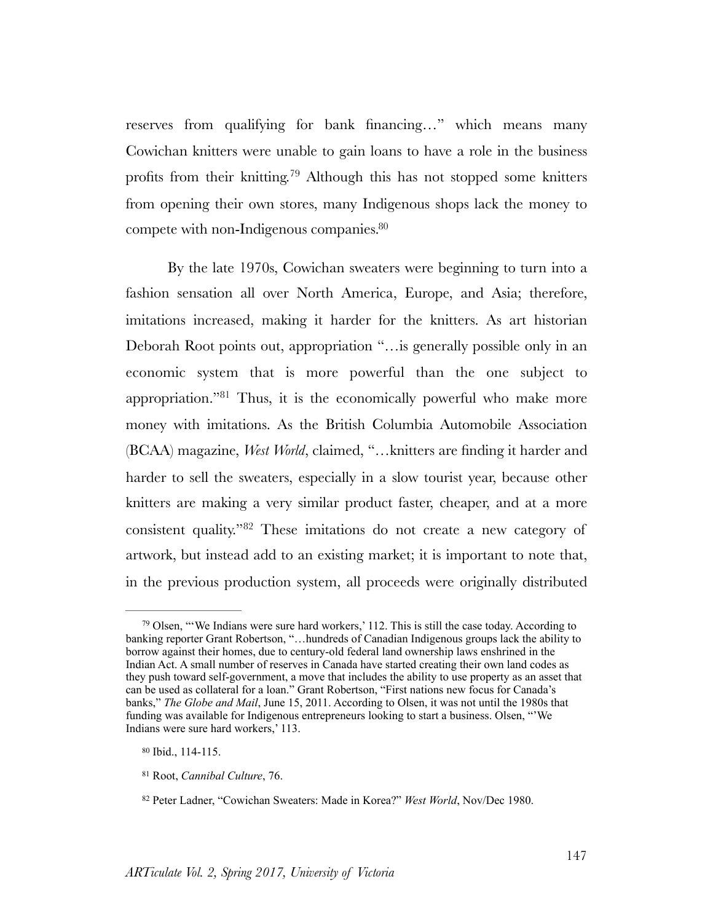reserves from qualifying for bank financing…" which means many Cowichan knitters were unable to gain loans to have a role in the business profits from their knitting.[79] Although this has not stopped some knitters from opening their own stores, many Indigenous shops lack the money to compete with non-Indigenous companies.[80]

By the late 1970s, Cowichan sweaters were beginning to turn into a fashion sensation all over North America, Europe, and Asia; therefore, imitations increased, making it harder for the knitters. As art historian Deborah Root points out, appropriation "…is generally possible only in an economic system that is more powerful than the one subject to appropriation."[81] Thus, it is the economically powerful who make more money with imitations. As the British Columbia Automobile Association (BCAA) magazine, *West World*, claimed, "…knitters are finding it harder and harder to sell the sweaters, especially in a slow tourist year, because other knitters are making a very similar product faster, cheaper, and at a more consistent quality."[82] These imitations do not create a new category of artwork, but instead add to an existing market; it is important to note that, in the previous production system, all proceeds were originally distributed

---

[79] Olsen, "'We Indians were sure hard workers,' 112. This is still the case today. According to banking reporter Grant Robertson, "…hundreds of Canadian Indigenous groups lack the ability to borrow against their homes, due to century-old federal land ownership laws enshrined in the Indian Act. A small number of reserves in Canada have started creating their own land codes as they push toward self-government, a move that includes the ability to use property as an asset that can be used as collateral for a loan." Grant Robertson, "First nations new focus for Canada's banks," *The Globe and Mail*, June 15, 2011. According to Olsen, it was not until the 1980s that funding was available for Indigenous entrepreneurs looking to start a business. Olsen, "'We Indians were sure hard workers,' 113.

[80] Ibid., 114-115.

[81] Root, *Cannibal Culture*, 76.

[82] Peter Ladner, "Cowichan Sweaters: Made in Korea?" *West World*, Nov/Dec 1980.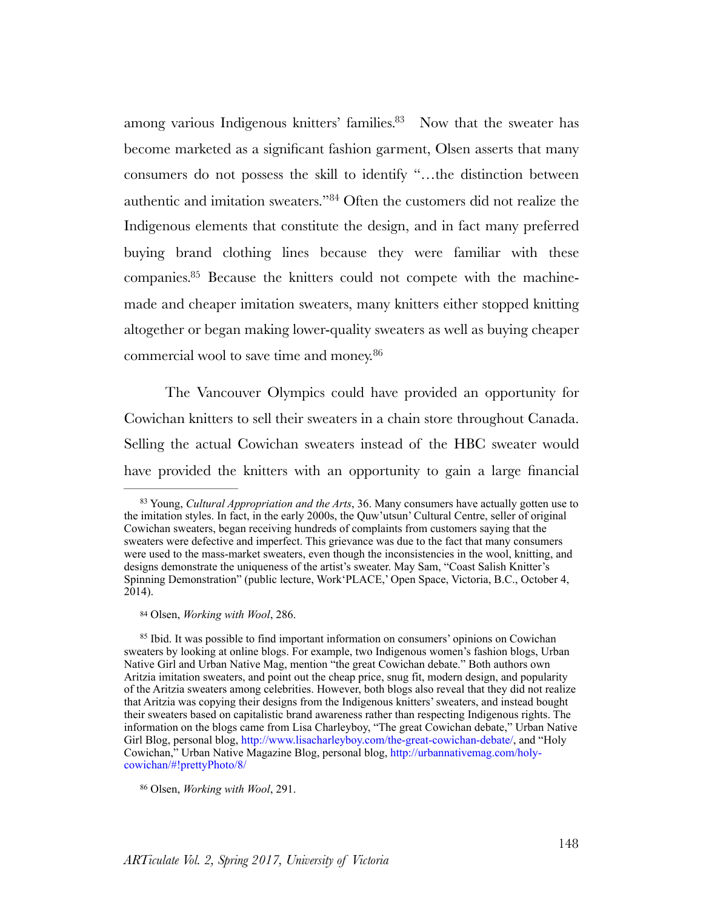among various Indigenous knitters' families.[83] Now that the sweater has become marketed as a significant fashion garment, Olsen asserts that many consumers do not possess the skill to identify "…the distinction between authentic and imitation sweaters."[84] Often the customers did not realize the Indigenous elements that constitute the design, and in fact many preferred buying brand clothing lines because they were familiar with these companies.[85] Because the knitters could not compete with the machine-made and cheaper imitation sweaters, many knitters either stopped knitting altogether or began making lower-quality sweaters as well as buying cheaper commercial wool to save time and money.[86]

The Vancouver Olympics could have provided an opportunity for Cowichan knitters to sell their sweaters in a chain store throughout Canada. Selling the actual Cowichan sweaters instead of the HBC sweater would have provided the knitters with an opportunity to gain a large financial

---

[83] Young, *Cultural Appropriation and the Arts*, 36. Many consumers have actually gotten use to the imitation styles. In fact, in the early 2000s, the Quw'utsun' Cultural Centre, seller of original Cowichan sweaters, began receiving hundreds of complaints from customers saying that the sweaters were defective and imperfect. This grievance was due to the fact that many consumers were used to the mass-market sweaters, even though the inconsistencies in the wool, knitting, and designs demonstrate the uniqueness of the artist's sweater. May Sam, "Coast Salish Knitter's Spinning Demonstration" (public lecture, Work'PLACE,' Open Space, Victoria, B.C., October 4, 2014).

[84] Olsen, *Working with Wool*, 286.

[85] Ibid. It was possible to find important information on consumers' opinions on Cowichan sweaters by looking at online blogs. For example, two Indigenous women's fashion blogs, Urban Native Girl and Urban Native Mag, mention "the great Cowichan debate." Both authors own Aritzia imitation sweaters, and point out the cheap price, snug fit, modern design, and popularity of the Aritzia sweaters among celebrities. However, both blogs also reveal that they did not realize that Aritzia was copying their designs from the Indigenous knitters' sweaters, and instead bought their sweaters based on capitalistic brand awareness rather than respecting Indigenous rights. The information on the blogs came from Lisa Charleyboy, "The great Cowichan debate," Urban Native Girl Blog, personal blog, http://www.lisacharleyboy.com/the-great-cowichan-debate/, and "Holy Cowichan," Urban Native Magazine Blog, personal blog, http://urbannativemag.com/holy-cowichan/#!prettyPhoto/8/

[86] Olsen, *Working with Wool*, 291.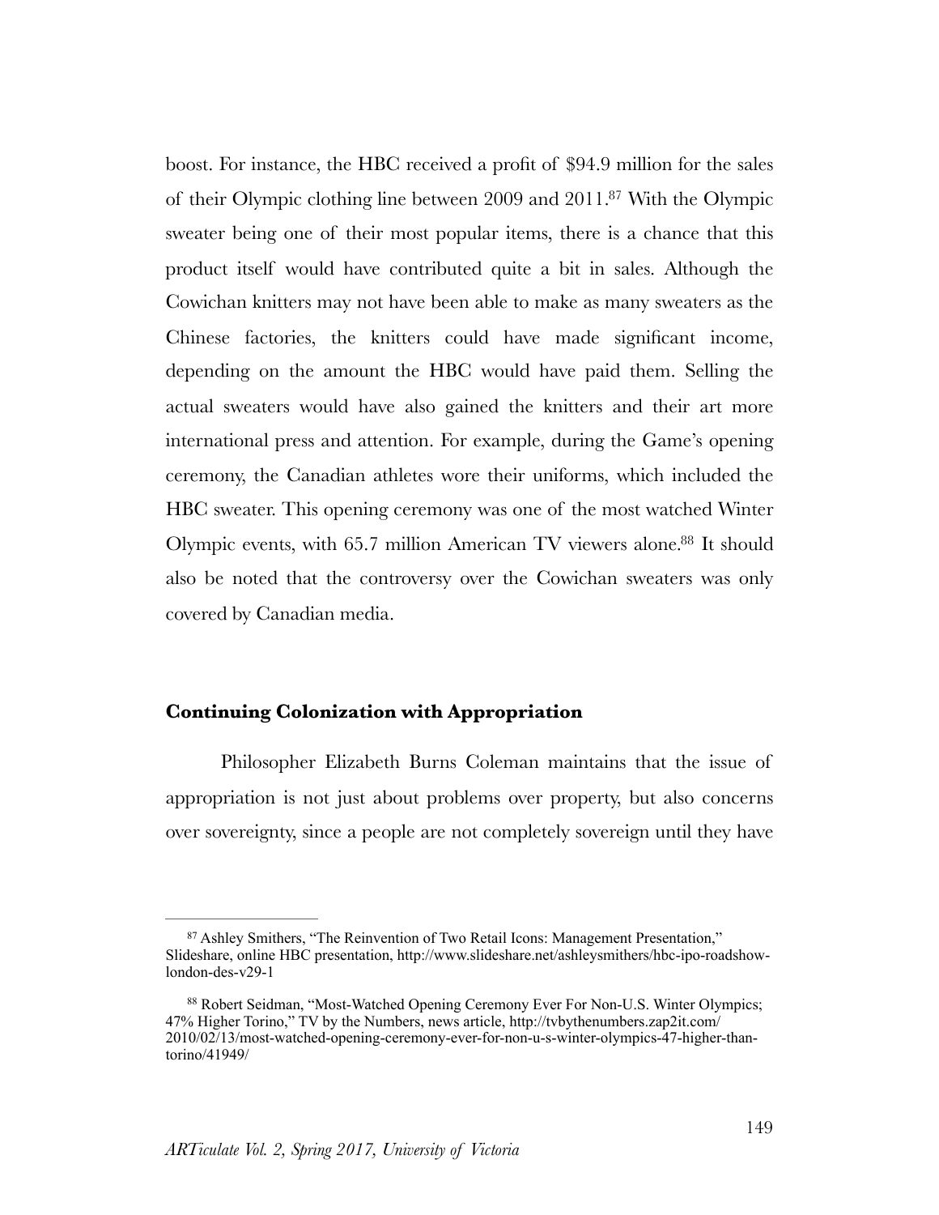boost. For instance, the HBC received a profit of $94.9 million for the sales of their Olympic clothing line between 2009 and 2011.[87] With the Olympic sweater being one of their most popular items, there is a chance that this product itself would have contributed quite a bit in sales. Although the Cowichan knitters may not have been able to make as many sweaters as the Chinese factories, the knitters could have made significant income, depending on the amount the HBC would have paid them. Selling the actual sweaters would have also gained the knitters and their art more international press and attention. For example, during the Game's opening ceremony, the Canadian athletes wore their uniforms, which included the HBC sweater. This opening ceremony was one of the most watched Winter Olympic events, with 65.7 million American TV viewers alone.[88] It should also be noted that the controversy over the Cowichan sweaters was only covered by Canadian media.

### Continuing Colonization with Appropriation

Philosopher Elizabeth Burns Coleman maintains that the issue of appropriation is not just about problems over property, but also concerns over sovereignty, since a people are not completely sovereign until they have

---

[87] Ashley Smithers, "The Reinvention of Two Retail Icons: Management Presentation," Slideshare, online HBC presentation, http://www.slideshare.net/ashleysmithers/hbc-ipo-roadshow-london-des-v29-1

[88] Robert Seidman, "Most-Watched Opening Ceremony Ever For Non-U.S. Winter Olympics; 47% Higher Torino," TV by the Numbers, news article, http://tvbythenumbers.zap2it.com/2010/02/13/most-watched-opening-ceremony-ever-for-non-u-s-winter-olympics-47-higher-than-torino/41949/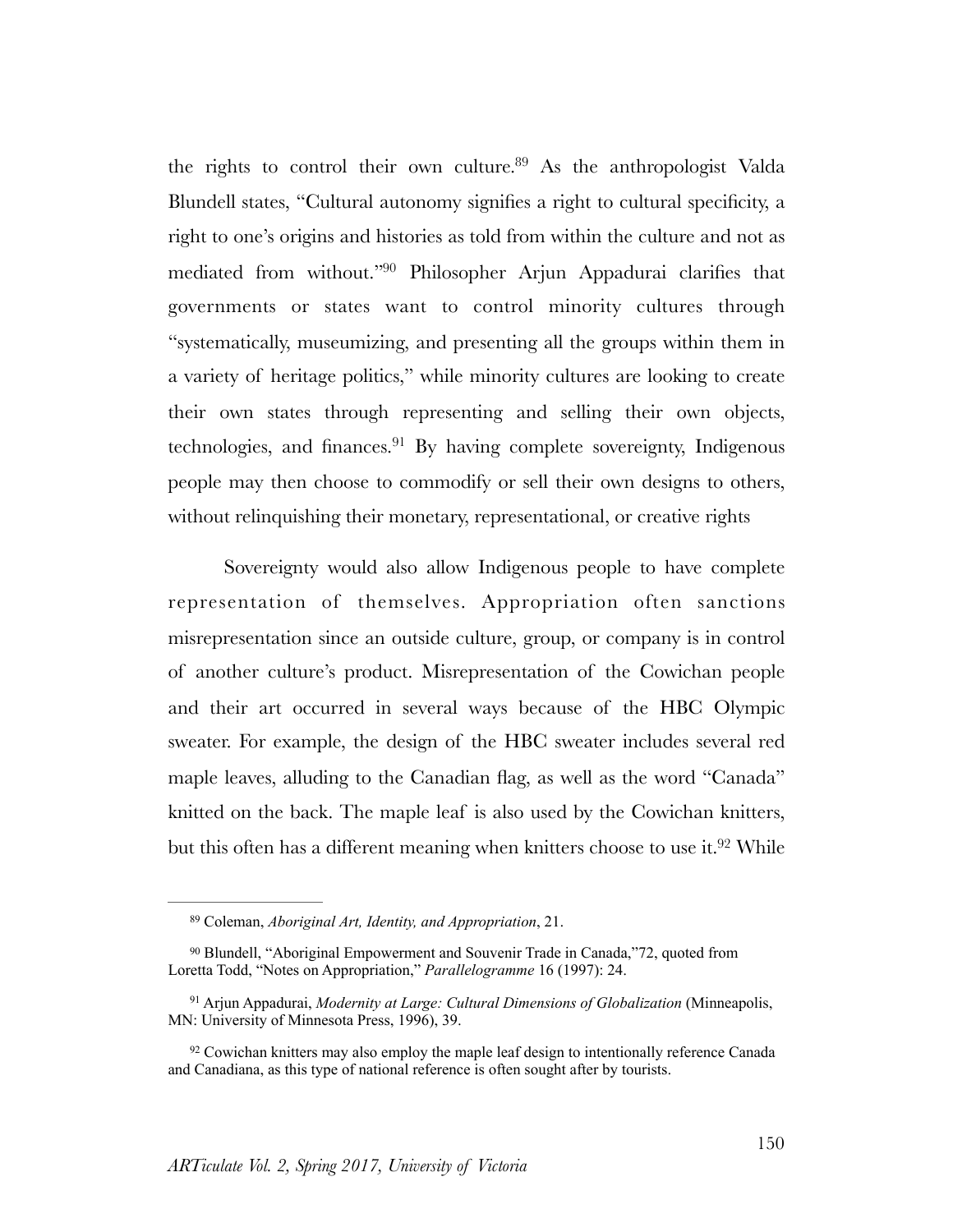the rights to control their own culture.[89] As the anthropologist Valda Blundell states, "Cultural autonomy signifies a right to cultural specificity, a right to one's origins and histories as told from within the culture and not as mediated from without."[90] Philosopher Arjun Appadurai clarifies that governments or states want to control minority cultures through "systematically, museumizing, and presenting all the groups within them in a variety of heritage politics," while minority cultures are looking to create their own states through representing and selling their own objects, technologies, and finances.[91] By having complete sovereignty, Indigenous people may then choose to commodify or sell their own designs to others, without relinquishing their monetary, representational, or creative rights

Sovereignty would also allow Indigenous people to have complete representation of themselves. Appropriation often sanctions misrepresentation since an outside culture, group, or company is in control of another culture's product. Misrepresentation of the Cowichan people and their art occurred in several ways because of the HBC Olympic sweater. For example, the design of the HBC sweater includes several red maple leaves, alluding to the Canadian flag, as well as the word "Canada" knitted on the back. The maple leaf is also used by the Cowichan knitters, but this often has a different meaning when knitters choose to use it.[92] While

---

[89] Coleman, *Aboriginal Art, Identity, and Appropriation*, 21.

[90] Blundell, "Aboriginal Empowerment and Souvenir Trade in Canada,"72, quoted from Loretta Todd, "Notes on Appropriation," *Parallelogramme* 16 (1997): 24.

[91] Arjun Appadurai, *Modernity at Large: Cultural Dimensions of Globalization* (Minneapolis, MN: University of Minnesota Press, 1996), 39.

[92] Cowichan knitters may also employ the maple leaf design to intentionally reference Canada and Canadiana, as this type of national reference is often sought after by tourists.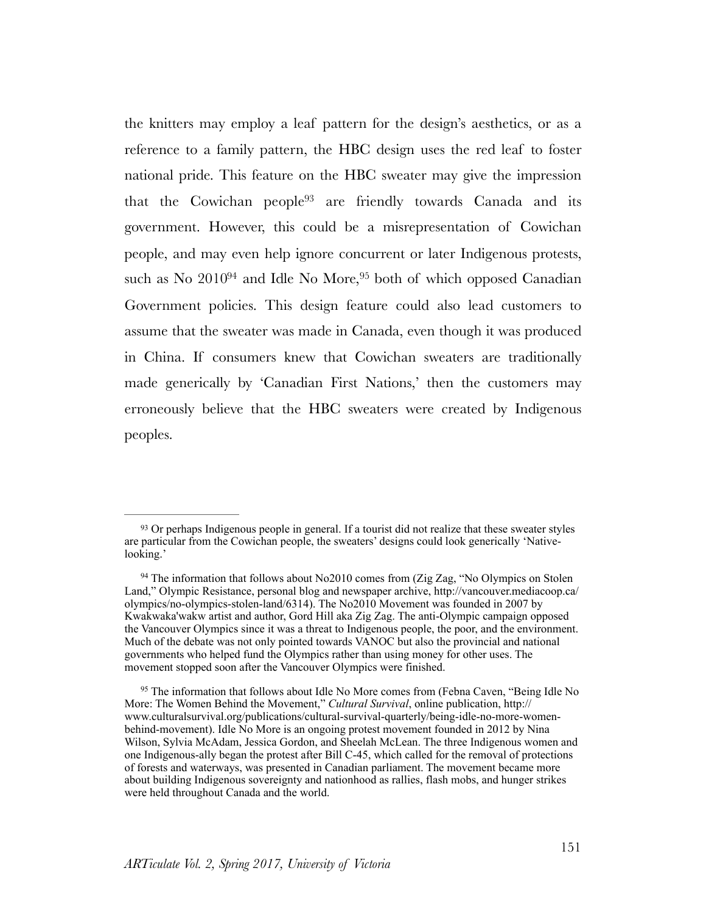the knitters may employ a leaf pattern for the design's aesthetics, or as a reference to a family pattern, the HBC design uses the red leaf to foster national pride. This feature on the HBC sweater may give the impression that the Cowichan people[93] are friendly towards Canada and its government. However, this could be a misrepresentation of Cowichan people, and may even help ignore concurrent or later Indigenous protests, such as No 2010[94] and Idle No More,[95] both of which opposed Canadian Government policies. This design feature could also lead customers to assume that the sweater was made in Canada, even though it was produced in China. If consumers knew that Cowichan sweaters are traditionally made generically by 'Canadian First Nations,' then the customers may erroneously believe that the HBC sweaters were created by Indigenous peoples.

---

[93] Or perhaps Indigenous people in general. If a tourist did not realize that these sweater styles are particular from the Cowichan people, the sweaters' designs could look generically 'Native-looking.'

[94] The information that follows about No2010 comes from (Zig Zag, "No Olympics on Stolen Land," Olympic Resistance, personal blog and newspaper archive, http://vancouver.mediacoop.ca/olympics/no-olympics-stolen-land/6314). The No2010 Movement was founded in 2007 by Kwakwaka'wakw artist and author, Gord Hill aka Zig Zag. The anti-Olympic campaign opposed the Vancouver Olympics since it was a threat to Indigenous people, the poor, and the environment. Much of the debate was not only pointed towards VANOC but also the provincial and national governments who helped fund the Olympics rather than using money for other uses. The movement stopped soon after the Vancouver Olympics were finished.

[95] The information that follows about Idle No More comes from (Febna Caven, "Being Idle No More: The Women Behind the Movement," *Cultural Survival*, online publication, http://www.culturalsurvival.org/publications/cultural-survival-quarterly/being-idle-no-more-women-behind-movement). Idle No More is an ongoing protest movement founded in 2012 by Nina Wilson, Sylvia McAdam, Jessica Gordon, and Sheelah McLean. The three Indigenous women and one Indigenous-ally began the protest after Bill C-45, which called for the removal of protections of forests and waterways, was presented in Canadian parliament. The movement became more about building Indigenous sovereignty and nationhood as rallies, flash mobs, and hunger strikes were held throughout Canada and the world.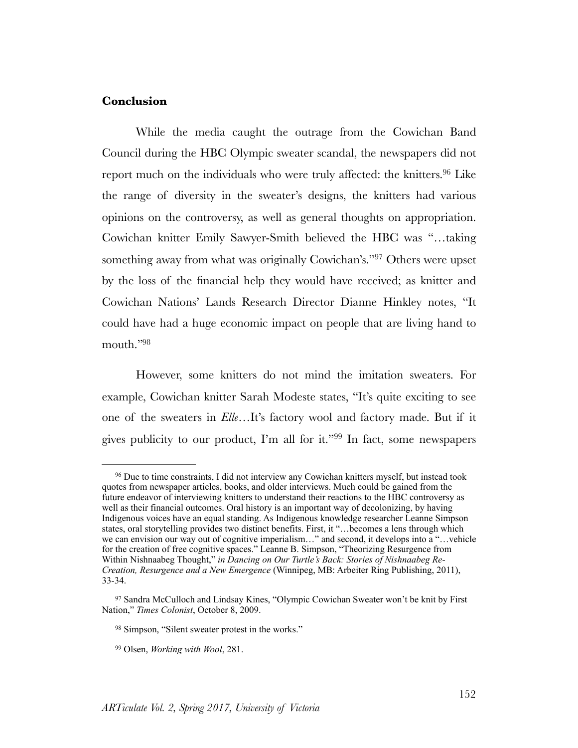### **Conclusion**

While the media caught the outrage from the Cowichan Band Council during the HBC Olympic sweater scandal, the newspapers did not report much on the individuals who were truly affected: the knitters.[96] Like the range of diversity in the sweater's designs, the knitters had various opinions on the controversy, as well as general thoughts on appropriation. Cowichan knitter Emily Sawyer-Smith believed the HBC was "…taking something away from what was originally Cowichan's."[97] Others were upset by the loss of the financial help they would have received; as knitter and Cowichan Nations' Lands Research Director Dianne Hinkley notes, "It could have had a huge economic impact on people that are living hand to mouth."[98]

However, some knitters do not mind the imitation sweaters. For example, Cowichan knitter Sarah Modeste states, "It's quite exciting to see one of the sweaters in *Elle*…It's factory wool and factory made. But if it gives publicity to our product, I'm all for it."[99] In fact, some newspapers

---

[96] Due to time constraints, I did not interview any Cowichan knitters myself, but instead took quotes from newspaper articles, books, and older interviews. Much could be gained from the future endeavor of interviewing knitters to understand their reactions to the HBC controversy as well as their financial outcomes. Oral history is an important way of decolonizing, by having Indigenous voices have an equal standing. As Indigenous knowledge researcher Leanne Simpson states, oral storytelling provides two distinct benefits. First, it "…becomes a lens through which we can envision our way out of cognitive imperialism…" and second, it develops into a "…vehicle for the creation of free cognitive spaces." Leanne B. Simpson, "Theorizing Resurgence from Within Nishnaabeg Thought," *in Dancing on Our Turtle's Back: Stories of Nishnaabeg Re-Creation, Resurgence and a New Emergence* (Winnipeg, MB: Arbeiter Ring Publishing, 2011), 33-34.

[97] Sandra McCulloch and Lindsay Kines, "Olympic Cowichan Sweater won't be knit by First Nation," *Times Colonist*, October 8, 2009.

[98] Simpson, "Silent sweater protest in the works."

[99] Olsen, *Working with Wool*, 281.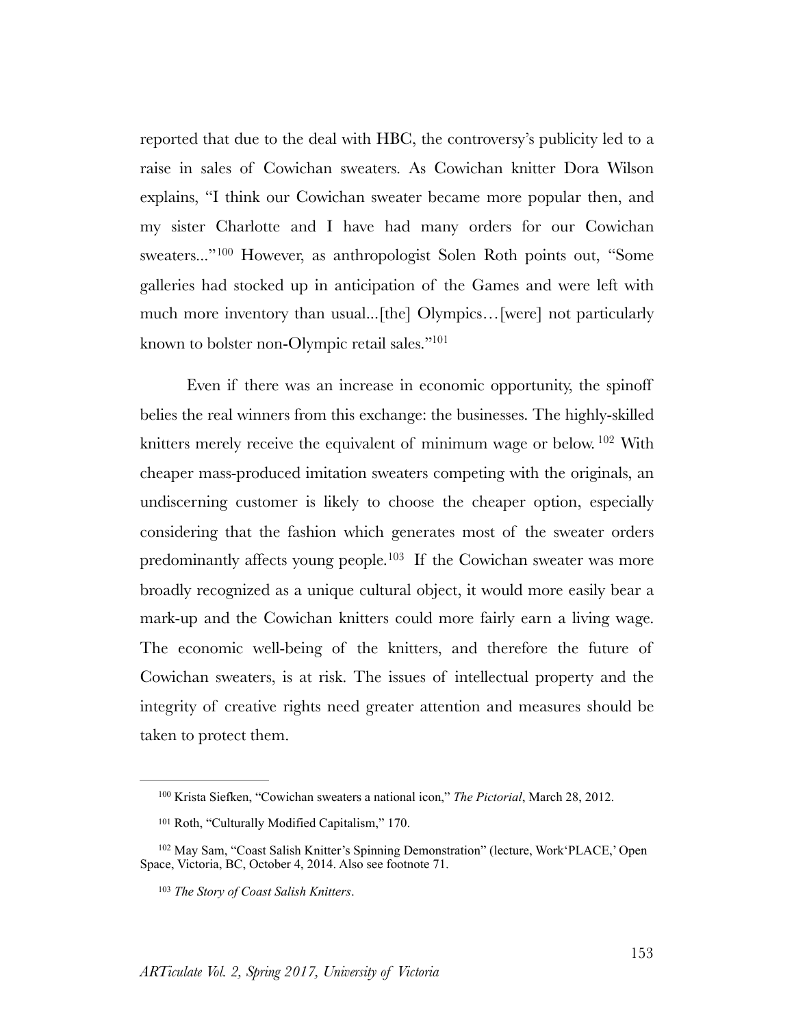reported that due to the deal with HBC, the controversy's publicity led to a raise in sales of Cowichan sweaters. As Cowichan knitter Dora Wilson explains, "I think our Cowichan sweater became more popular then, and my sister Charlotte and I have had many orders for our Cowichan sweaters..."[100] However, as anthropologist Solen Roth points out, "Some galleries had stocked up in anticipation of the Games and were left with much more inventory than usual...[the] Olympics…[were] not particularly known to bolster non-Olympic retail sales."[101]

Even if there was an increase in economic opportunity, the spinoff belies the real winners from this exchange: the businesses. The highly-skilled knitters merely receive the equivalent of minimum wage or below.[102] With cheaper mass-produced imitation sweaters competing with the originals, an undiscerning customer is likely to choose the cheaper option, especially considering that the fashion which generates most of the sweater orders predominantly affects young people.[103] If the Cowichan sweater was more broadly recognized as a unique cultural object, it would more easily bear a mark-up and the Cowichan knitters could more fairly earn a living wage. The economic well-being of the knitters, and therefore the future of Cowichan sweaters, is at risk. The issues of intellectual property and the integrity of creative rights need greater attention and measures should be taken to protect them.

---

[100] Krista Siefken, "Cowichan sweaters a national icon," *The Pictorial*, March 28, 2012.

[101] Roth, "Culturally Modified Capitalism," 170.

[102] May Sam, "Coast Salish Knitter's Spinning Demonstration" (lecture, Work'PLACE,' Open Space, Victoria, BC, October 4, 2014. Also see footnote 71.

[103] *The Story of Coast Salish Knitters*.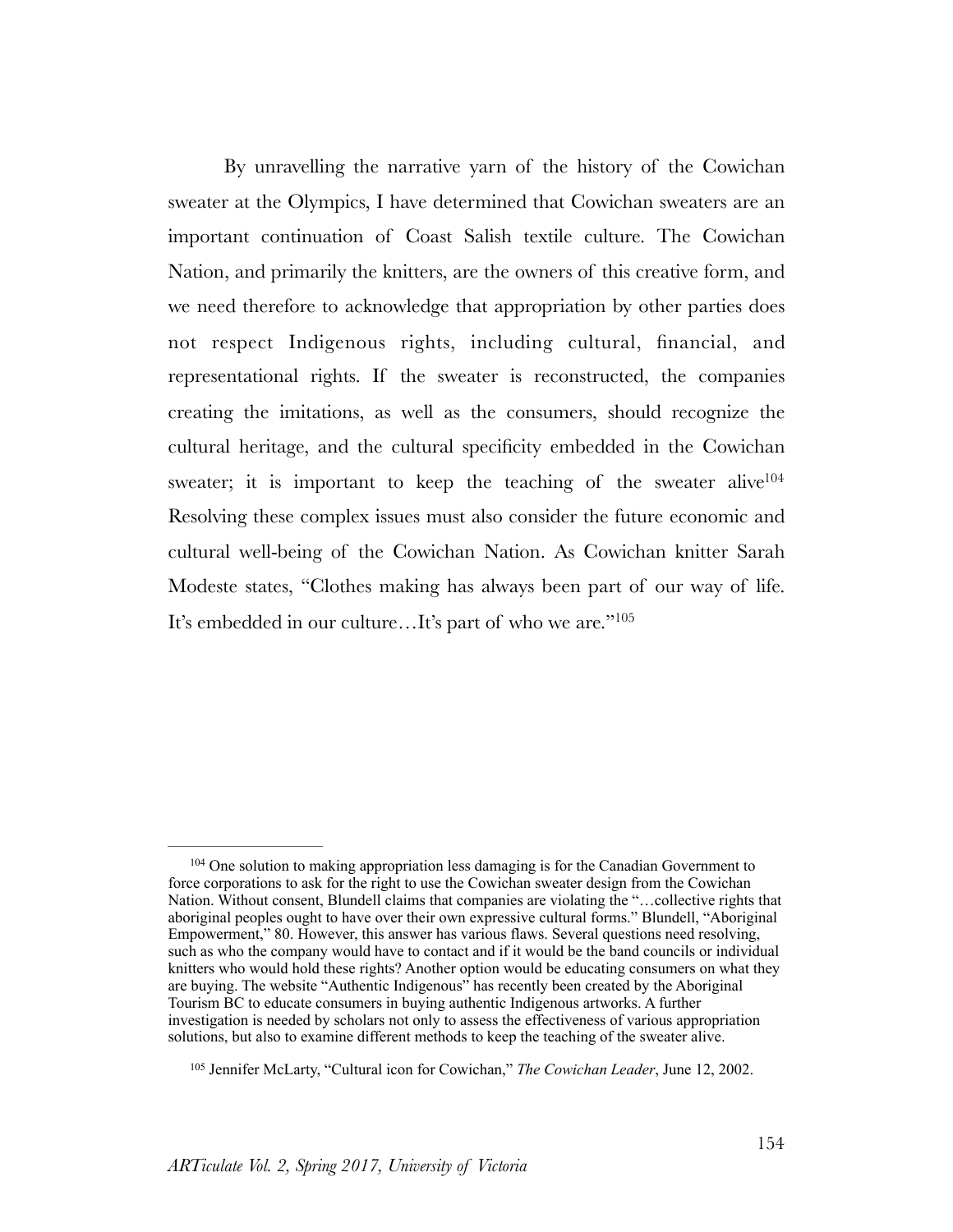By unravelling the narrative yarn of the history of the Cowichan sweater at the Olympics, I have determined that Cowichan sweaters are an important continuation of Coast Salish textile culture. The Cowichan Nation, and primarily the knitters, are the owners of this creative form, and we need therefore to acknowledge that appropriation by other parties does not respect Indigenous rights, including cultural, financial, and representational rights. If the sweater is reconstructed, the companies creating the imitations, as well as the consumers, should recognize the cultural heritage, and the cultural specificity embedded in the Cowichan sweater; it is important to keep the teaching of the sweater alive[104] Resolving these complex issues must also consider the future economic and cultural well-being of the Cowichan Nation. As Cowichan knitter Sarah Modeste states, "Clothes making has always been part of our way of life. It's embedded in our culture…It's part of who we are."[105]

---

[104] One solution to making appropriation less damaging is for the Canadian Government to force corporations to ask for the right to use the Cowichan sweater design from the Cowichan Nation. Without consent, Blundell claims that companies are violating the "…collective rights that aboriginal peoples ought to have over their own expressive cultural forms." Blundell, "Aboriginal Empowerment," 80. However, this answer has various flaws. Several questions need resolving, such as who the company would have to contact and if it would be the band councils or individual knitters who would hold these rights? Another option would be educating consumers on what they are buying. The website "Authentic Indigenous" has recently been created by the Aboriginal Tourism BC to educate consumers in buying authentic Indigenous artworks. A further investigation is needed by scholars not only to assess the effectiveness of various appropriation solutions, but also to examine different methods to keep the teaching of the sweater alive.

[105] Jennifer McLarty, "Cultural icon for Cowichan," *The Cowichan Leader*, June 12, 2002.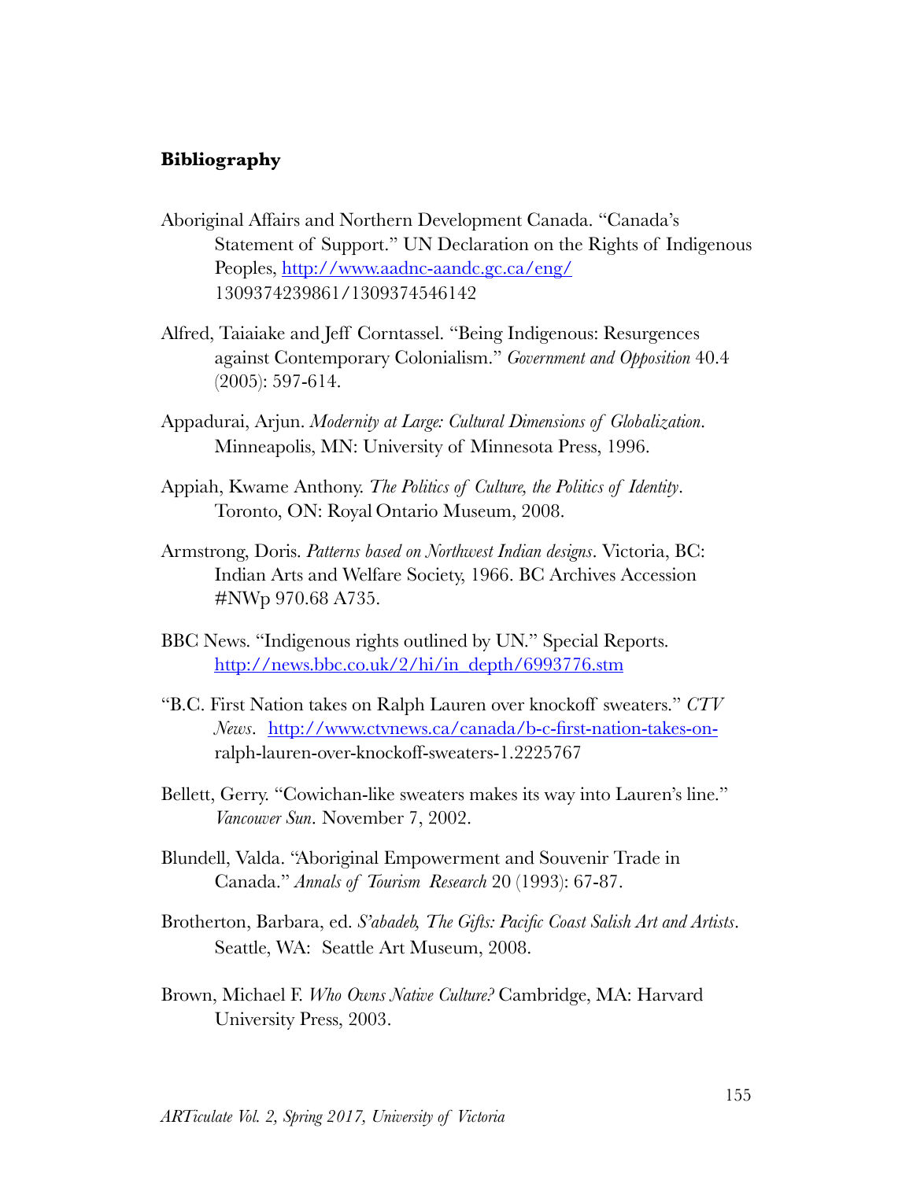## Bibliography

Aboriginal Affairs and Northern Development Canada. "Canada's Statement of Support." UN Declaration on the Rights of Indigenous Peoples, http://www.aadnc-aandc.gc.ca/eng/1309374239861/1309374546142

Alfred, Taiaiake and Jeff Corntassel. "Being Indigenous: Resurgences against Contemporary Colonialism." *Government and Opposition* 40.4 (2005): 597-614.

Appadurai, Arjun. *Modernity at Large: Cultural Dimensions of Globalization*. Minneapolis, MN: University of Minnesota Press, 1996.

Appiah, Kwame Anthony. *The Politics of Culture, the Politics of Identity*. Toronto, ON: Royal Ontario Museum, 2008.

Armstrong, Doris. *Patterns based on Northwest Indian designs*. Victoria, BC: Indian Arts and Welfare Society, 1966. BC Archives Accession #NWp 970.68 A735.

BBC News. "Indigenous rights outlined by UN." Special Reports. http://news.bbc.co.uk/2/hi/in_depth/6993776.stm

"B.C. First Nation takes on Ralph Lauren over knockoff sweaters." *CTV News*. http://www.ctvnews.ca/canada/b-c-first-nation-takes-on-ralph-lauren-over-knockoff-sweaters-1.2225767

Bellett, Gerry. "Cowichan-like sweaters makes its way into Lauren's line." *Vancouver Sun*. November 7, 2002.

Blundell, Valda. "Aboriginal Empowerment and Souvenir Trade in Canada." *Annals of Tourism Research* 20 (1993): 67-87.

Brotherton, Barbara, ed. *S'abadeb, The Gifts: Pacific Coast Salish Art and Artists*. Seattle, WA: Seattle Art Museum, 2008.

Brown, Michael F. *Who Owns Native Culture?* Cambridge, MA: Harvard University Press, 2003.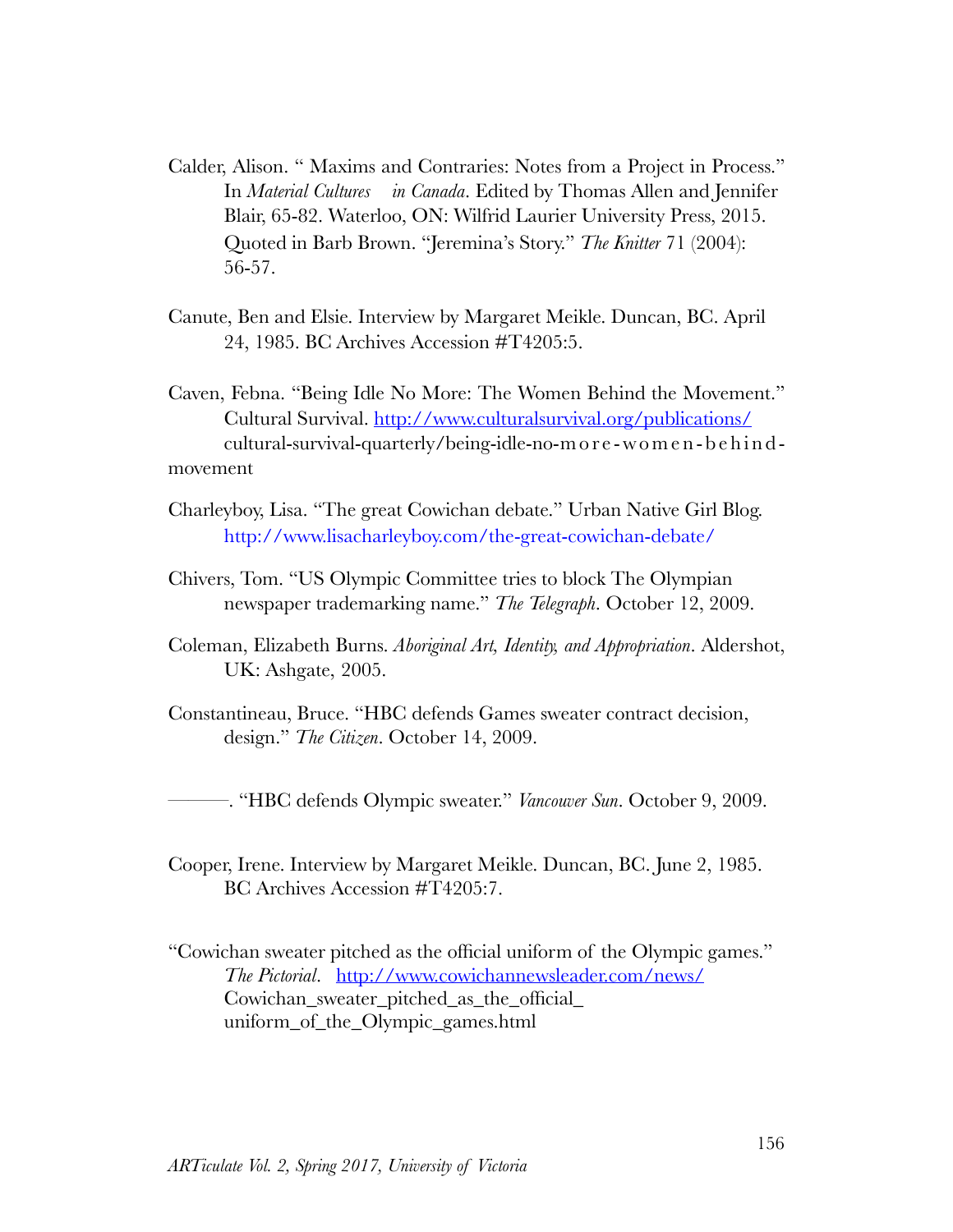Calder, Alison. " Maxims and Contraries: Notes from a Project in Process." In *Material Cultures in Canada*. Edited by Thomas Allen and Jennifer Blair, 65-82. Waterloo, ON: Wilfrid Laurier University Press, 2015. Quoted in Barb Brown. "Jeremina's Story." *The Knitter* 71 (2004): 56-57.

Canute, Ben and Elsie. Interview by Margaret Meikle. Duncan, BC. April 24, 1985. BC Archives Accession #T4205:5.

Caven, Febna. "Being Idle No More: The Women Behind the Movement." Cultural Survival. http://www.culturalsurvival.org/publications/cultural-survival-quarterly/being-idle-no-more-women-behind-movement

Charleyboy, Lisa. "The great Cowichan debate." Urban Native Girl Blog. http://www.lisacharleyboy.com/the-great-cowichan-debate/

Chivers, Tom. "US Olympic Committee tries to block The Olympian newspaper trademarking name." *The Telegraph*. October 12, 2009.

Coleman, Elizabeth Burns. *Aboriginal Art, Identity, and Appropriation*. Aldershot, UK: Ashgate, 2005.

Constantineau, Bruce. "HBC defends Games sweater contract decision, design." *The Citizen*. October 14, 2009.

———. "HBC defends Olympic sweater." *Vancouver Sun*. October 9, 2009.

Cooper, Irene. Interview by Margaret Meikle. Duncan, BC. June 2, 1985. BC Archives Accession #T4205:7.

"Cowichan sweater pitched as the official uniform of the Olympic games." *The Pictorial*. http://www.cowichannewsleader.com/news/Cowichan_sweater_pitched_as_the_official_uniform_of_the_Olympic_games.html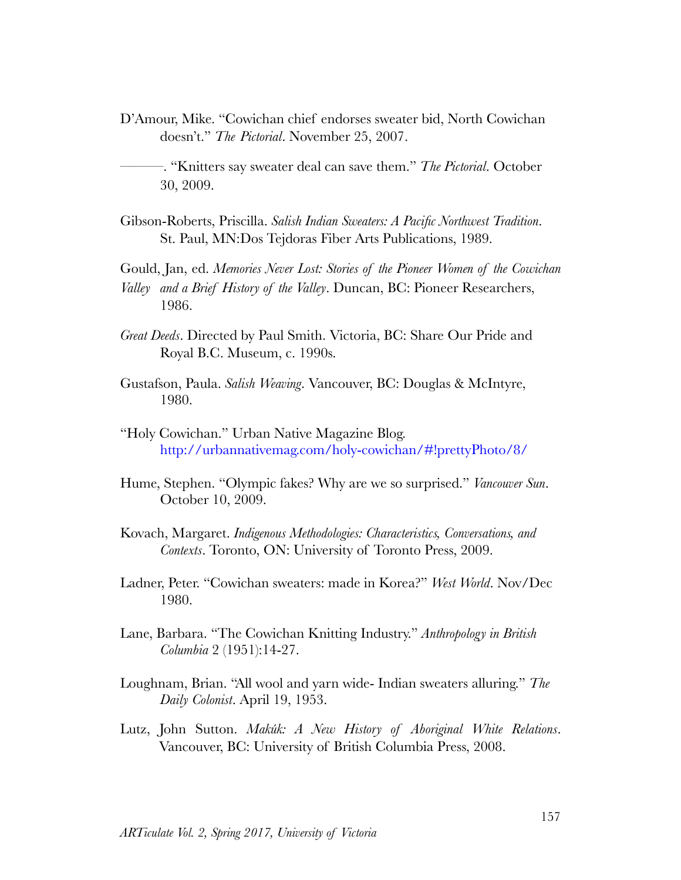D'Amour, Mike. "Cowichan chief endorses sweater bid, North Cowichan doesn't." *The Pictorial*. November 25, 2007.

———. "Knitters say sweater deal can save them." *The Pictorial*. October 30, 2009.

Gibson-Roberts, Priscilla. *Salish Indian Sweaters: A Pacific Northwest Tradition*. St. Paul, MN:Dos Tejdoras Fiber Arts Publications, 1989.

Gould, Jan, ed. *Memories Never Lost: Stories of the Pioneer Women of the Cowichan Valley and a Brief History of the Valley*. Duncan, BC: Pioneer Researchers, 1986.

*Great Deeds*. Directed by Paul Smith. Victoria, BC: Share Our Pride and Royal B.C. Museum, c. 1990s.

Gustafson, Paula. *Salish Weaving*. Vancouver, BC: Douglas & McIntyre, 1980.

"Holy Cowichan." Urban Native Magazine Blog. http://urbannativemag.com/holy-cowichan/#!prettyPhoto/8/

Hume, Stephen. "Olympic fakes? Why are we so surprised." *Vancouver Sun*. October 10, 2009.

Kovach, Margaret. *Indigenous Methodologies: Characteristics, Conversations, and Contexts*. Toronto, ON: University of Toronto Press, 2009.

Ladner, Peter. "Cowichan sweaters: made in Korea?" *West World*. Nov/Dec 1980.

Lane, Barbara. "The Cowichan Knitting Industry." *Anthropology in British Columbia* 2 (1951):14-27.

Loughnam, Brian. "All wool and yarn wide- Indian sweaters alluring." *The Daily Colonist*. April 19, 1953.

Lutz, John Sutton. *Makúk: A New History of Aboriginal White Relations*. Vancouver, BC: University of British Columbia Press, 2008.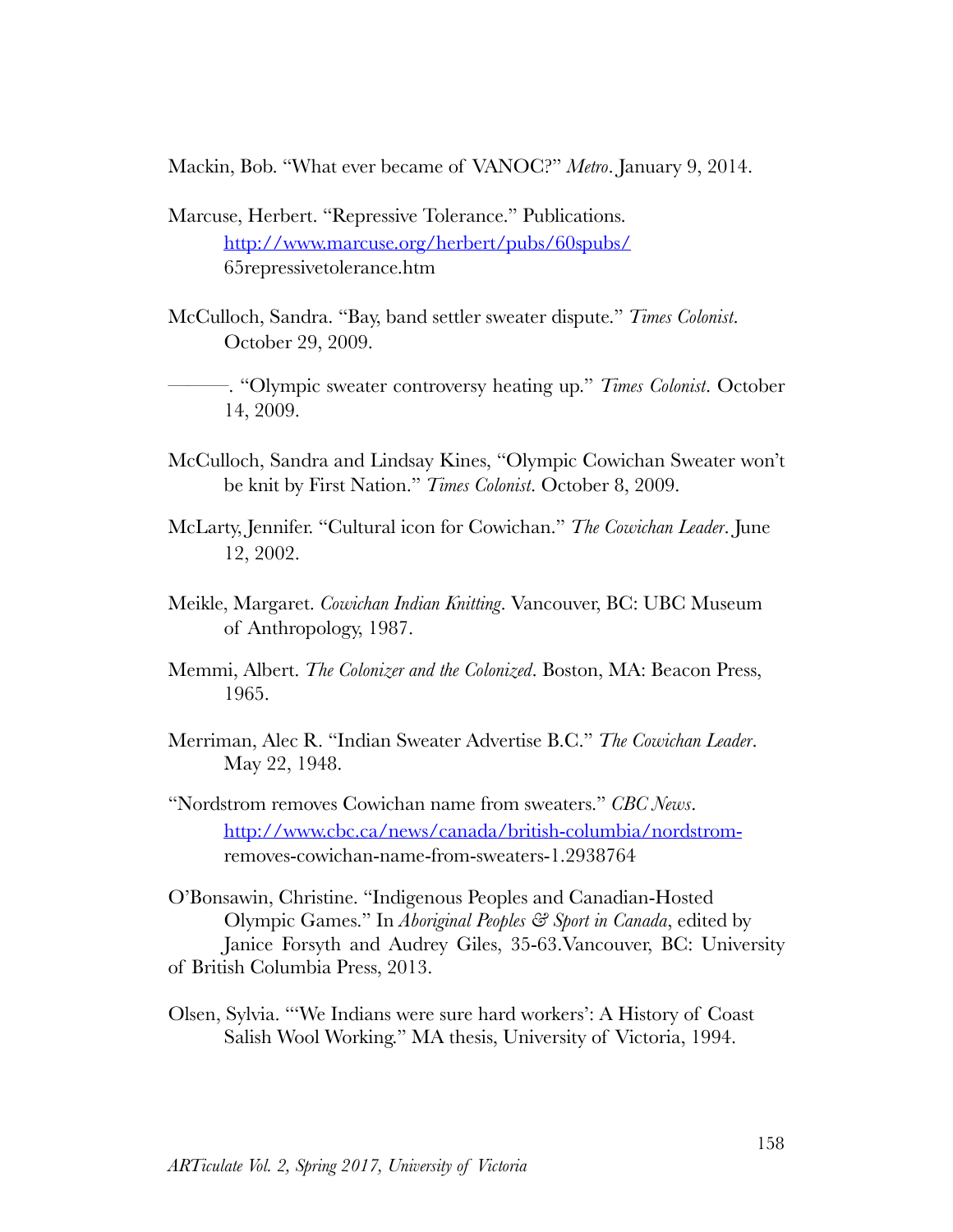Mackin, Bob. "What ever became of VANOC?" *Metro*. January 9, 2014.

Marcuse, Herbert. "Repressive Tolerance." Publications. http://www.marcuse.org/herbert/pubs/60spubs/65repressivetolerance.htm

McCulloch, Sandra. "Bay, band settler sweater dispute." *Times Colonist*. October 29, 2009.

———. "Olympic sweater controversy heating up." *Times Colonist*. October 14, 2009.

McCulloch, Sandra and Lindsay Kines, "Olympic Cowichan Sweater won't be knit by First Nation." *Times Colonist*. October 8, 2009.

McLarty, Jennifer. "Cultural icon for Cowichan." *The Cowichan Leader*. June 12, 2002.

Meikle, Margaret. *Cowichan Indian Knitting*. Vancouver, BC: UBC Museum of Anthropology, 1987.

Memmi, Albert. *The Colonizer and the Colonized*. Boston, MA: Beacon Press, 1965.

Merriman, Alec R. "Indian Sweater Advertise B.C." *The Cowichan Leader*. May 22, 1948.

"Nordstrom removes Cowichan name from sweaters." *CBC News*. http://www.cbc.ca/news/canada/british-columbia/nordstrom-removes-cowichan-name-from-sweaters-1.2938764

O'Bonsawin, Christine. "Indigenous Peoples and Canadian-Hosted Olympic Games." In *Aboriginal Peoples & Sport in Canada*, edited by Janice Forsyth and Audrey Giles, 35-63.Vancouver, BC: University of British Columbia Press, 2013.

Olsen, Sylvia. "'We Indians were sure hard workers': A History of Coast Salish Wool Working." MA thesis, University of Victoria, 1994.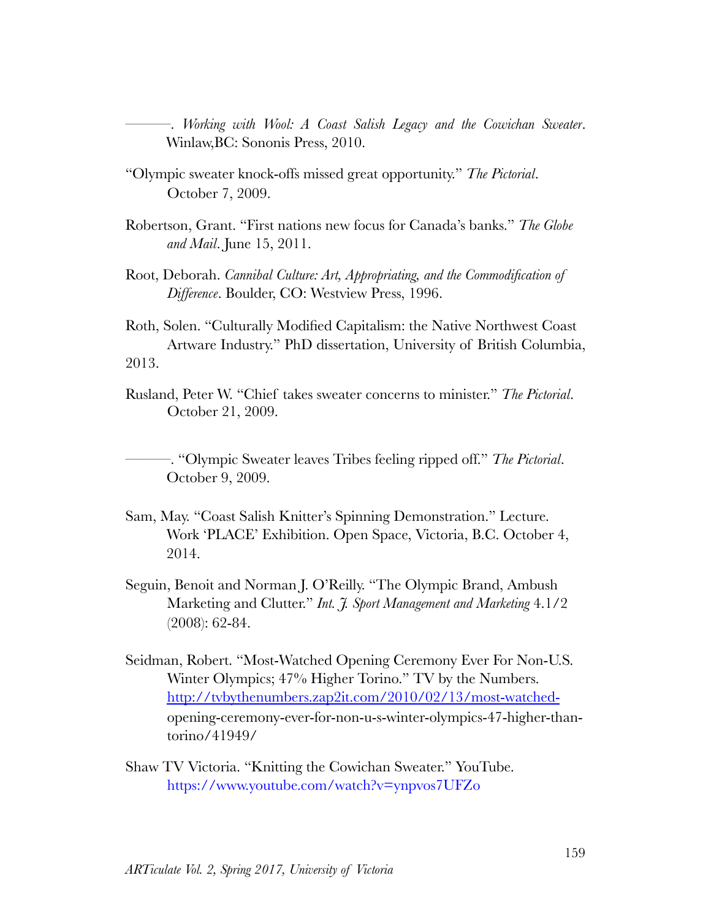———. *Working with Wool: A Coast Salish Legacy and the Cowichan Sweater*. Winlaw,BC: Sononis Press, 2010.

"Olympic sweater knock-offs missed great opportunity." *The Pictorial*. October 7, 2009.

Robertson, Grant. "First nations new focus for Canada's banks." *The Globe and Mail*. June 15, 2011.

Root, Deborah. *Cannibal Culture: Art, Appropriating, and the Commodification of Difference*. Boulder, CO: Westview Press, 1996.

Roth, Solen. "Culturally Modified Capitalism: the Native Northwest Coast Artware Industry." PhD dissertation, University of British Columbia, 2013.

Rusland, Peter W. "Chief takes sweater concerns to minister." *The Pictorial*. October 21, 2009.

———. "Olympic Sweater leaves Tribes feeling ripped off." *The Pictorial*. October 9, 2009.

Sam, May. "Coast Salish Knitter's Spinning Demonstration." Lecture. Work 'PLACE' Exhibition. Open Space, Victoria, B.C. October 4, 2014.

Seguin, Benoit and Norman J. O'Reilly. "The Olympic Brand, Ambush Marketing and Clutter." *Int. J. Sport Management and Marketing* 4.1/2 (2008): 62-84.

Seidman, Robert. "Most-Watched Opening Ceremony Ever For Non-U.S. Winter Olympics; 47% Higher Torino." TV by the Numbers. http://tvbythenumbers.zap2it.com/2010/02/13/most-watched-opening-ceremony-ever-for-non-u-s-winter-olympics-47-higher-than-torino/41949/

Shaw TV Victoria. "Knitting the Cowichan Sweater." YouTube. https://www.youtube.com/watch?v=ynpvos7UFZo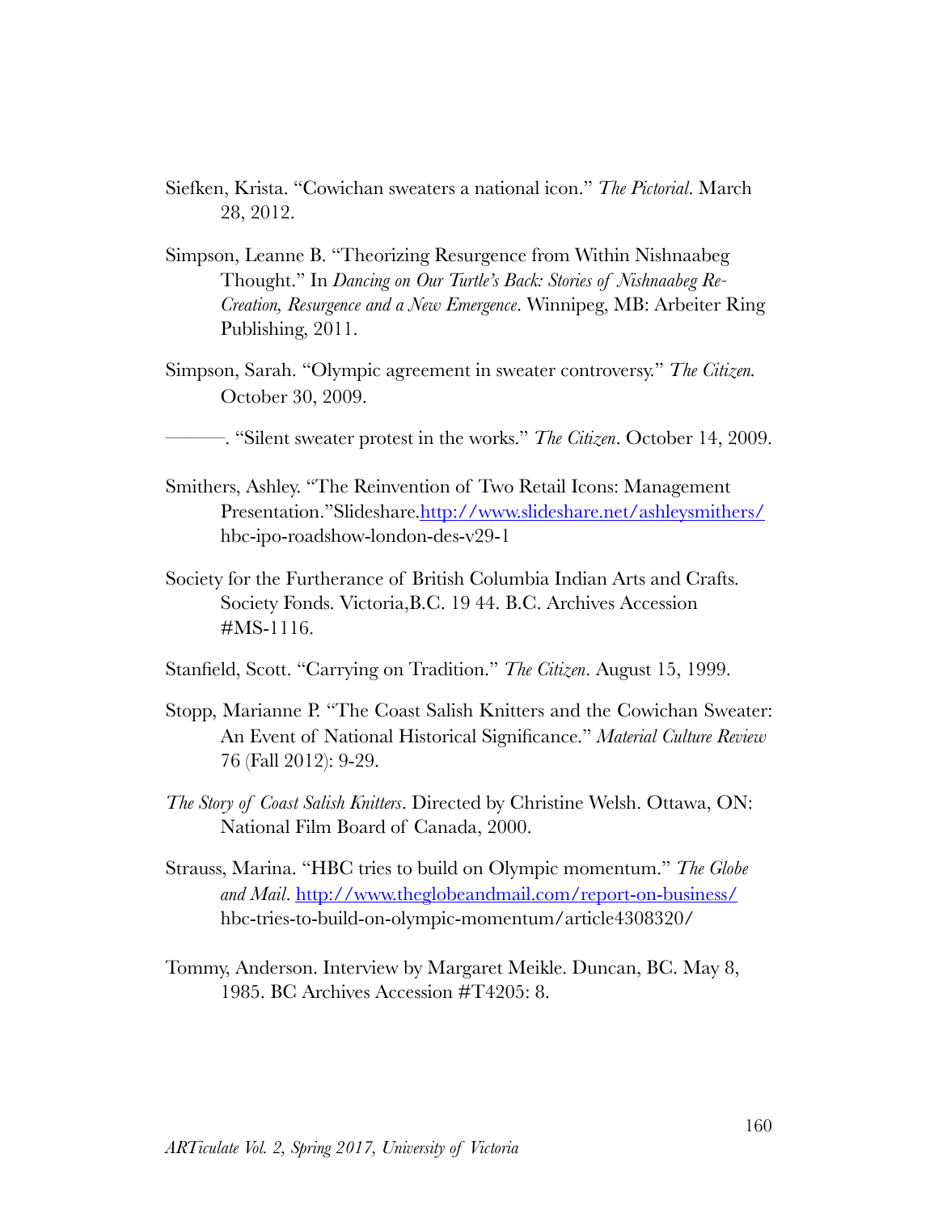Siefken, Krista. "Cowichan sweaters a national icon." *The Pictorial*. March 28, 2012.

Simpson, Leanne B. "Theorizing Resurgence from Within Nishnaabeg Thought." In *Dancing on Our Turtle's Back: Stories of Nishnaabeg Re-Creation, Resurgence and a New Emergence*. Winnipeg, MB: Arbeiter Ring Publishing, 2011.

Simpson, Sarah. "Olympic agreement in sweater controversy." *The Citizen.* October 30, 2009.

———. "Silent sweater protest in the works." *The Citizen*. October 14, 2009.

Smithers, Ashley. "The Reinvention of Two Retail Icons: Management Presentation."Slideshare.http://www.slideshare.net/ashleysmithers/hbc-ipo-roadshow-london-des-v29-1

Society for the Furtherance of British Columbia Indian Arts and Crafts. Society Fonds. Victoria,B.C. 19 44. B.C. Archives Accession #MS-1116.

Stanfield, Scott. "Carrying on Tradition." *The Citizen*. August 15, 1999.

Stopp, Marianne P. "The Coast Salish Knitters and the Cowichan Sweater: An Event of National Historical Significance." *Material Culture Review* 76 (Fall 2012): 9-29.

*The Story of Coast Salish Knitters*. Directed by Christine Welsh. Ottawa, ON: National Film Board of Canada, 2000.

Strauss, Marina. "HBC tries to build on Olympic momentum." *The Globe and Mail*. http://www.theglobeandmail.com/report-on-business/hbc-tries-to-build-on-olympic-momentum/article4308320/

Tommy, Anderson. Interview by Margaret Meikle. Duncan, BC. May 8, 1985. BC Archives Accession #T4205: 8.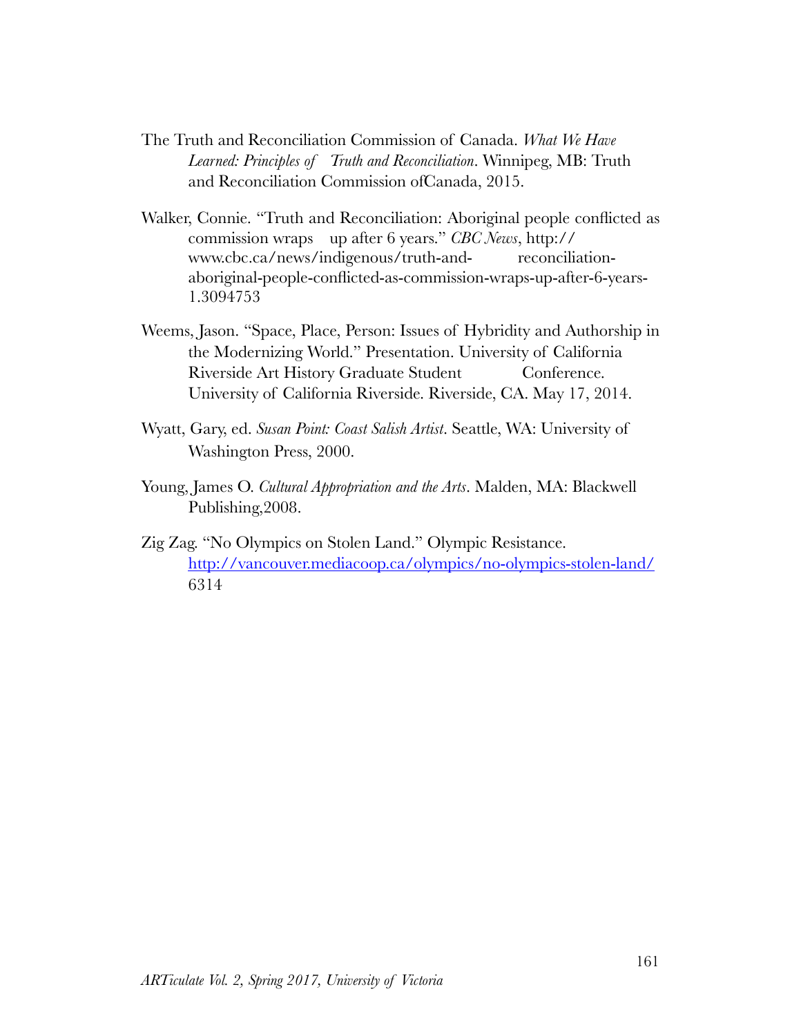The Truth and Reconciliation Commission of Canada. *What We Have Learned: Principles of Truth and Reconciliation*. Winnipeg, MB: Truth and Reconciliation Commission ofCanada, 2015.

Walker, Connie. "Truth and Reconciliation: Aboriginal people conflicted as commission wraps up after 6 years." *CBC News*, http://www.cbc.ca/news/indigenous/truth-and-reconciliation-aboriginal-people-conflicted-as-commission-wraps-up-after-6-years-1.3094753

Weems, Jason. "Space, Place, Person: Issues of Hybridity and Authorship in the Modernizing World." Presentation. University of California Riverside Art History Graduate Student Conference. University of California Riverside. Riverside, CA. May 17, 2014.

Wyatt, Gary, ed. *Susan Point: Coast Salish Artist*. Seattle, WA: University of Washington Press, 2000.

Young, James O. *Cultural Appropriation and the Arts*. Malden, MA: Blackwell Publishing,2008.

Zig Zag. "No Olympics on Stolen Land." Olympic Resistance. http://vancouver.mediacoop.ca/olympics/no-olympics-stolen-land/6314